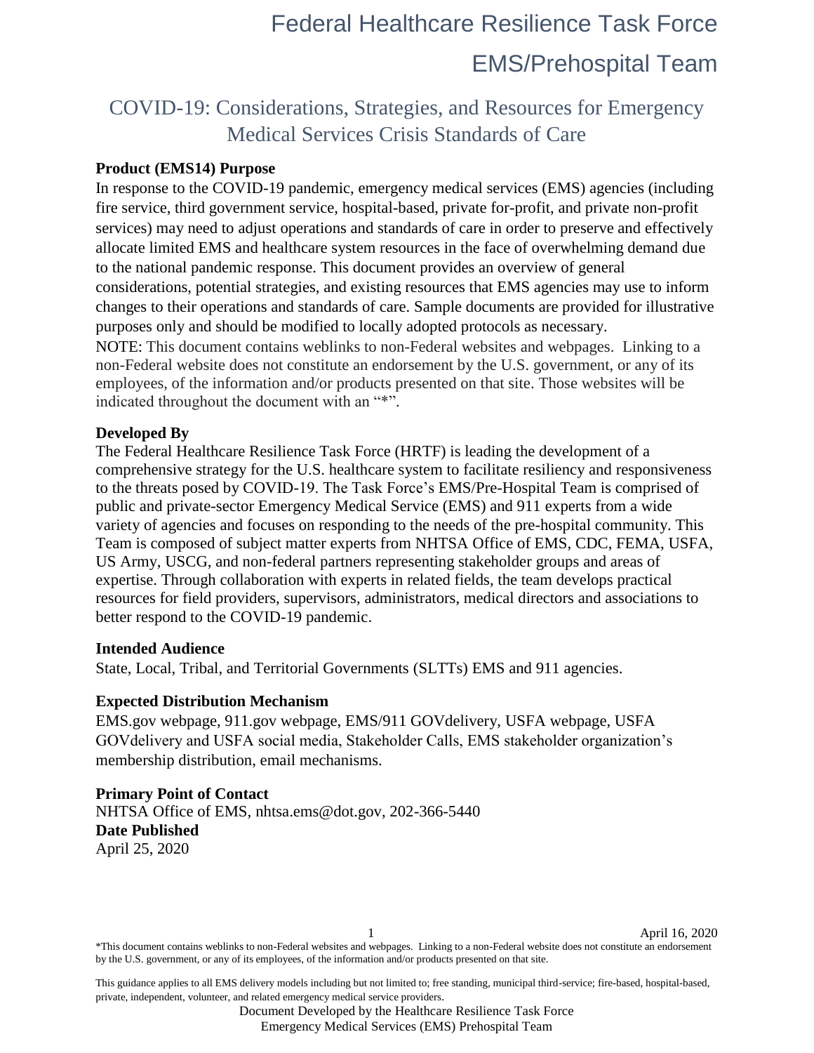# Federal Healthcare Resilience Task Force

# EMS/Prehospital Team

## COVID-19: Considerations, Strategies, and Resources for Emergency Medical Services Crisis Standards of Care

**Product (EMS14) Purpose**

In response to the COVID-19 pandemic, emergency medical services (EMS) agencies (including fire service, third government service, hospital-based, private for-profit, and private non-profit services) may need to adjust operations and standards of care in order to preserve and effectively allocate limited EMS and healthcare system resources in the face of overwhelming demand due to the national pandemic response. This document provides an overview of general considerations, potential strategies, and existing resources that EMS agencies may use to inform changes to their operations and standards of care. Sample documents are provided for illustrative purposes only and should be modified to locally adopted protocols as necessary.

NOTE: This document contains weblinks to non-Federal websites and webpages. Linking to a non-Federal website does not constitute an endorsement by the U.S. government, or any of its employees, of the information and/or products presented on that site. Those websites will be indicated throughout the document with an "*".

**Developed By**

The Federal Healthcare Resilience Task Force (HRTF) is leading the development of a comprehensive strategy for the U.S. healthcare system to facilitate resiliency and responsiveness to the threats posed by COVID-19. The Task Force's EMS/Pre-Hospital Team is comprised of public and private-sector Emergency Medical Service (EMS) and 911 experts from a wide variety of agencies and focuses on responding to the needs of the pre-hospital community. This Team is composed of subject matter experts from NHTSA Office of EMS, CDC, FEMA, USFA, US Army, USCG, and non-federal partners representing stakeholder groups and areas of expertise. Through collaboration with experts in related fields, the team develops practical resources for field providers, supervisors, administrators, medical directors and associations to better respond to the COVID-19 pandemic.

**Intended Audience**

State, Local, Tribal, and Territorial Governments (SLTTs) EMS and 911 agencies.

**Expected Distribution Mechanism**

EMS.gov webpage, 911.gov webpage, EMS/911 GOVdelivery, USFA webpage, USFA GOVdelivery and USFA social media, Stakeholder Calls, EMS stakeholder organization's membership distribution, email mechanisms.

**Primary Point of Contact**

NHTSA Office of EMS, nhtsa.ems@dot.gov, 202-366-5440

**Date Published**

April 25, 2020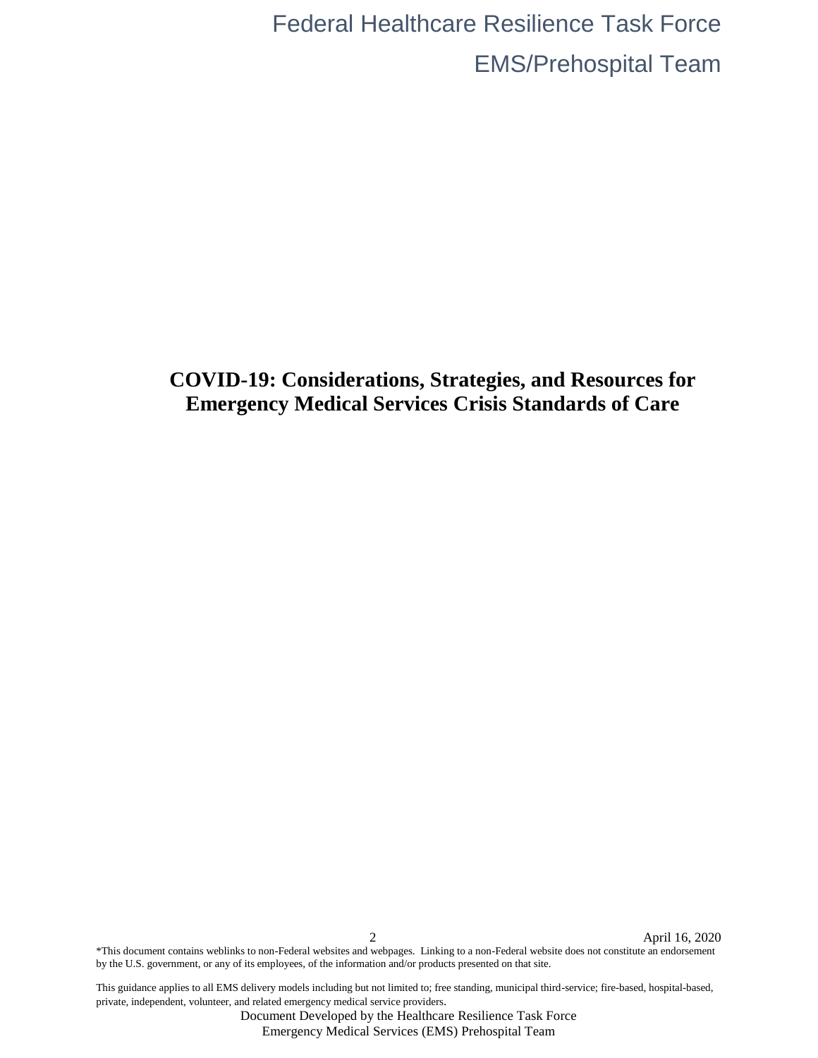# COVID-19: Considerations, Strategies, and Resources for Emergency Medical Services Crisis Standards of Care

*This document contains weblinks to non-Federal websites and webpages. Linking to a non-Federal website does not constitute an endorsement by the U.S. government, or any of its employees, of the information and/or products presented on that site.

This guidance applies to all EMS delivery models including but not limited to; free standing, municipal third-service; fire-based, hospital-based, private, independent, volunteer, and related emergency medical service providers.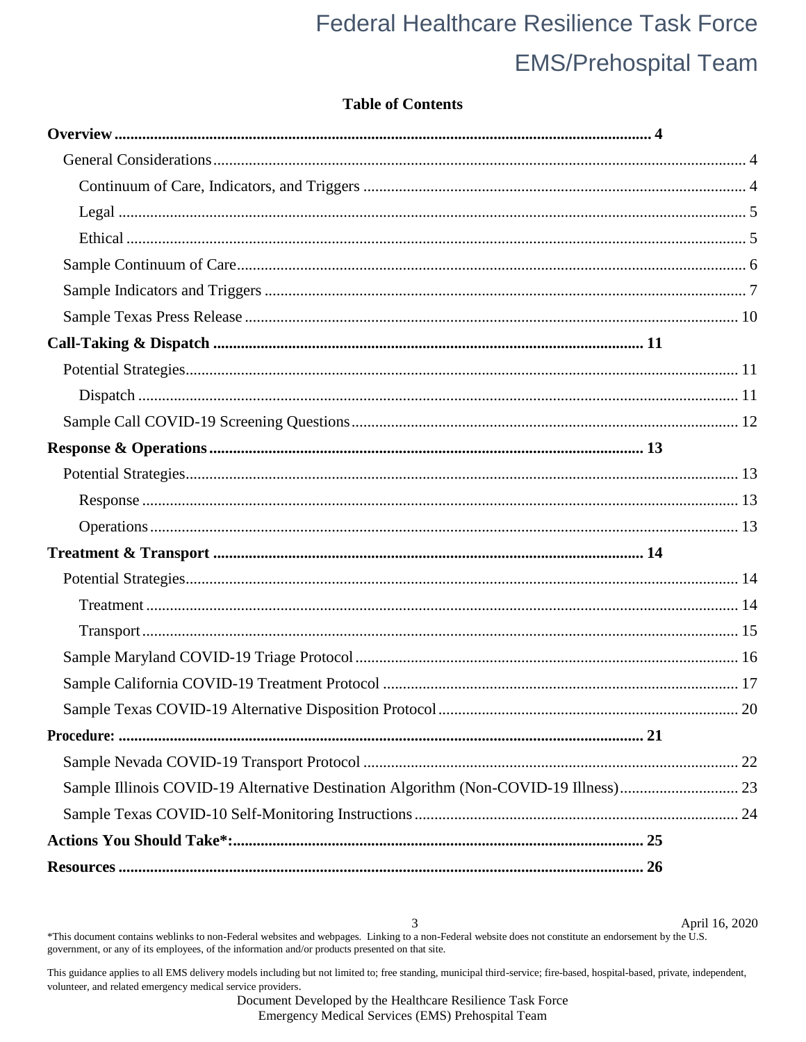**Table of Contents**

- **Overview** ..... 4
  - General Considerations ..... 4
    - Continuum of Care, Indicators, and Triggers ..... 4
    - Legal ..... 5
    - Ethical ..... 5
  - Sample Continuum of Care ..... 6
  - Sample Indicators and Triggers ..... 7
  - Sample Texas Press Release ..... 10
- **Call-Taking & Dispatch** ..... 11
  - Potential Strategies ..... 11
    - Dispatch ..... 11
  - Sample Call COVID-19 Screening Questions ..... 12
- **Response & Operations** ..... 13
  - Potential Strategies ..... 13
    - Response ..... 13
    - Operations ..... 13
- **Treatment & Transport** ..... 14
  - Potential Strategies ..... 14
    - Treatment ..... 14
    - Transport ..... 15
  - Sample Maryland COVID-19 Triage Protocol ..... 16
  - Sample California COVID-19 Treatment Protocol ..... 17
  - Sample Texas COVID-19 Alternative Disposition Protocol ..... 20
- **Procedure:** ..... 21
  - Sample Nevada COVID-19 Transport Protocol ..... 22
  - Sample Illinois COVID-19 Alternative Destination Algorithm (Non-COVID-19 Illness) ..... 23
  - Sample Texas COVID-10 Self-Monitoring Instructions ..... 24
- **Actions You Should Take*:** ..... 25
- **Resources** ..... 26

*This document contains weblinks to non-Federal websites and webpages. Linking to a non-Federal website does not constitute an endorsement by the U.S. government, or any of its employees, of the information and/or products presented on that site.

This guidance applies to all EMS delivery models including but not limited to; free standing, municipal third-service; fire-based, hospital-based, private, independent, volunteer, and related emergency medical service providers.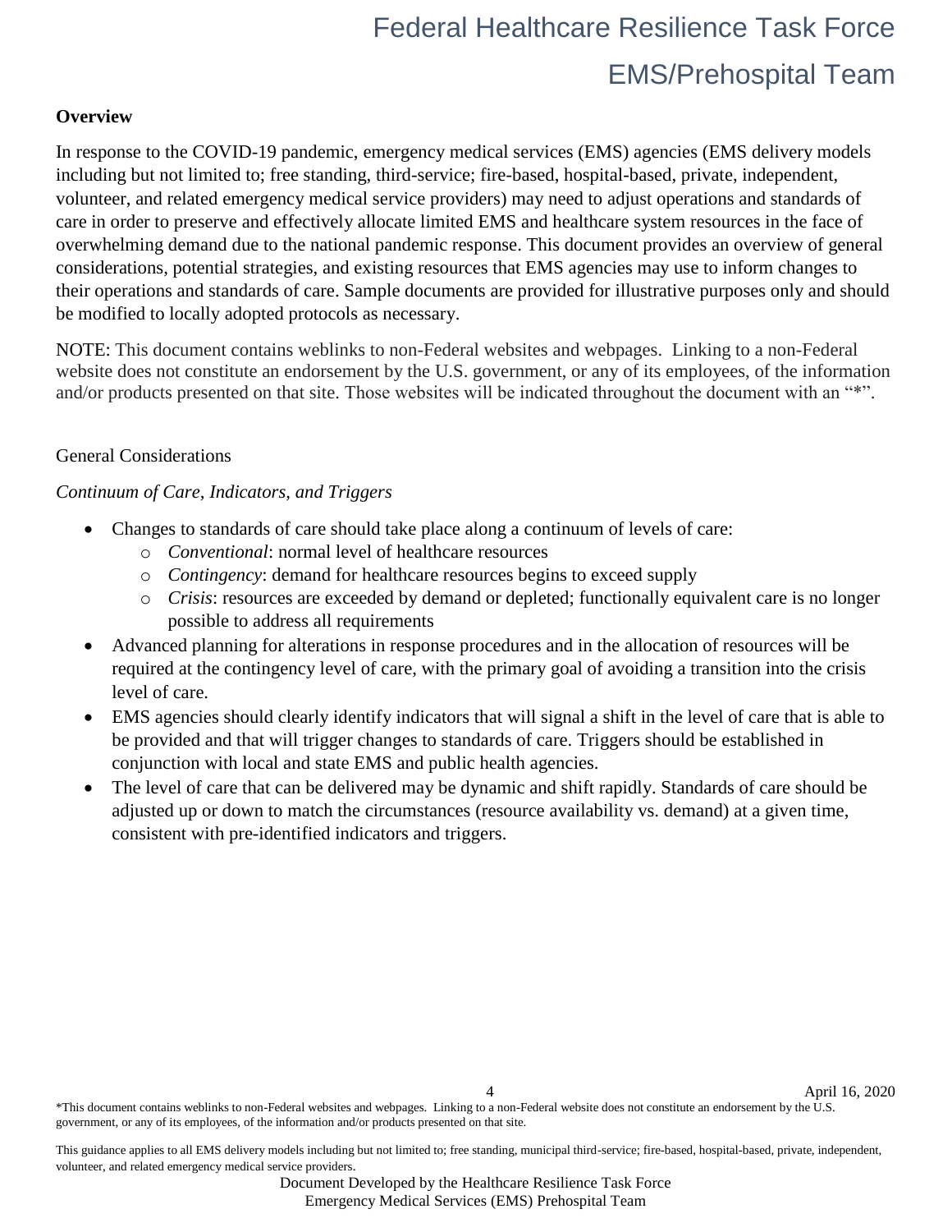**Overview**

In response to the COVID-19 pandemic, emergency medical services (EMS) agencies (EMS delivery models including but not limited to; free standing, third-service; fire-based, hospital-based, private, independent, volunteer, and related emergency medical service providers) may need to adjust operations and standards of care in order to preserve and effectively allocate limited EMS and healthcare system resources in the face of overwhelming demand due to the national pandemic response. This document provides an overview of general considerations, potential strategies, and existing resources that EMS agencies may use to inform changes to their operations and standards of care. Sample documents are provided for illustrative purposes only and should be modified to locally adopted protocols as necessary.

NOTE: This document contains weblinks to non-Federal websites and webpages. Linking to a non-Federal website does not constitute an endorsement by the U.S. government, or any of its employees, of the information and/or products presented on that site. Those websites will be indicated throughout the document with an "*".

## General Considerations

*Continuum of Care, Indicators, and Triggers*

- Changes to standards of care should take place along a continuum of levels of care:
  - *Conventional*: normal level of healthcare resources
  - *Contingency*: demand for healthcare resources begins to exceed supply
  - *Crisis*: resources are exceeded by demand or depleted; functionally equivalent care is no longer possible to address all requirements
- Advanced planning for alterations in response procedures and in the allocation of resources will be required at the contingency level of care, with the primary goal of avoiding a transition into the crisis level of care.
- EMS agencies should clearly identify indicators that will signal a shift in the level of care that is able to be provided and that will trigger changes to standards of care. Triggers should be established in conjunction with local and state EMS and public health agencies.
- The level of care that can be delivered may be dynamic and shift rapidly. Standards of care should be adjusted up or down to match the circumstances (resource availability vs. demand) at a given time, consistent with pre-identified indicators and triggers.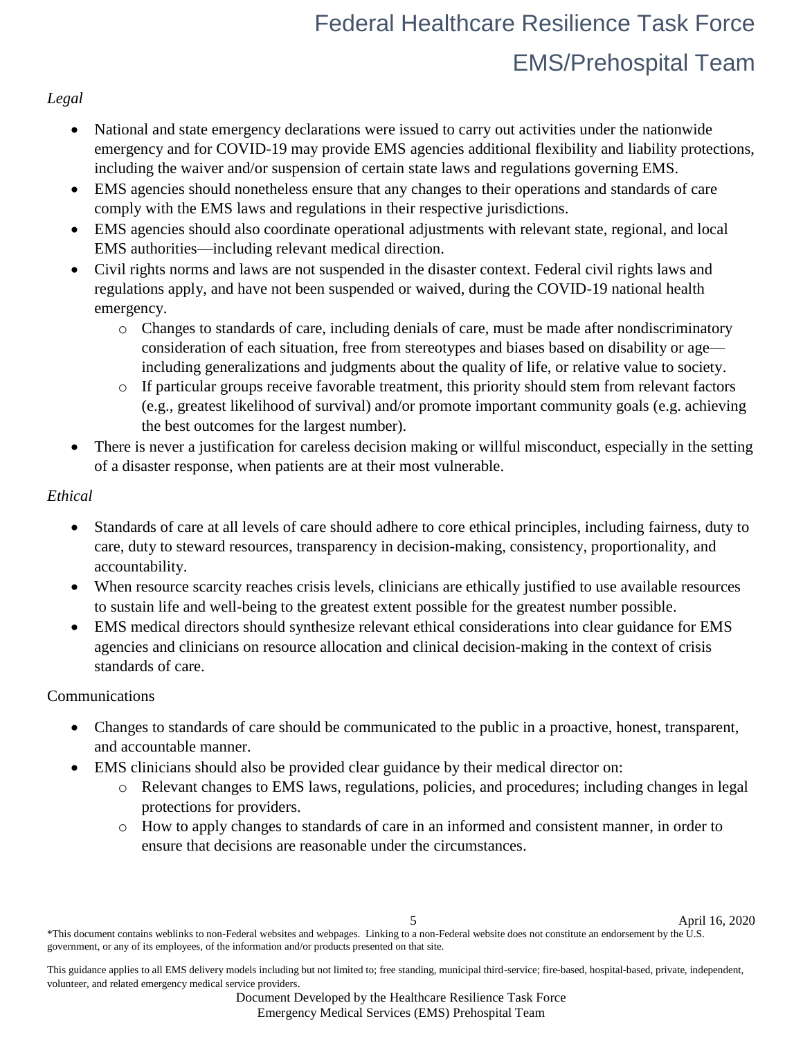*Legal*

- National and state emergency declarations were issued to carry out activities under the nationwide emergency and for COVID-19 may provide EMS agencies additional flexibility and liability protections, including the waiver and/or suspension of certain state laws and regulations governing EMS.
- EMS agencies should nonetheless ensure that any changes to their operations and standards of care comply with the EMS laws and regulations in their respective jurisdictions.
- EMS agencies should also coordinate operational adjustments with relevant state, regional, and local EMS authorities—including relevant medical direction.
- Civil rights norms and laws are not suspended in the disaster context. Federal civil rights laws and regulations apply, and have not been suspended or waived, during the COVID-19 national health emergency.
  - Changes to standards of care, including denials of care, must be made after nondiscriminatory consideration of each situation, free from stereotypes and biases based on disability or age—including generalizations and judgments about the quality of life, or relative value to society.
  - If particular groups receive favorable treatment, this priority should stem from relevant factors (e.g., greatest likelihood of survival) and/or promote important community goals (e.g. achieving the best outcomes for the largest number).
- There is never a justification for careless decision making or willful misconduct, especially in the setting of a disaster response, when patients are at their most vulnerable.

*Ethical*

- Standards of care at all levels of care should adhere to core ethical principles, including fairness, duty to care, duty to steward resources, transparency in decision-making, consistency, proportionality, and accountability.
- When resource scarcity reaches crisis levels, clinicians are ethically justified to use available resources to sustain life and well-being to the greatest extent possible for the greatest number possible.
- EMS medical directors should synthesize relevant ethical considerations into clear guidance for EMS agencies and clinicians on resource allocation and clinical decision-making in the context of crisis standards of care.

Communications

- Changes to standards of care should be communicated to the public in a proactive, honest, transparent, and accountable manner.
- EMS clinicians should also be provided clear guidance by their medical director on:
  - Relevant changes to EMS laws, regulations, policies, and procedures; including changes in legal protections for providers.
  - How to apply changes to standards of care in an informed and consistent manner, in order to ensure that decisions are reasonable under the circumstances.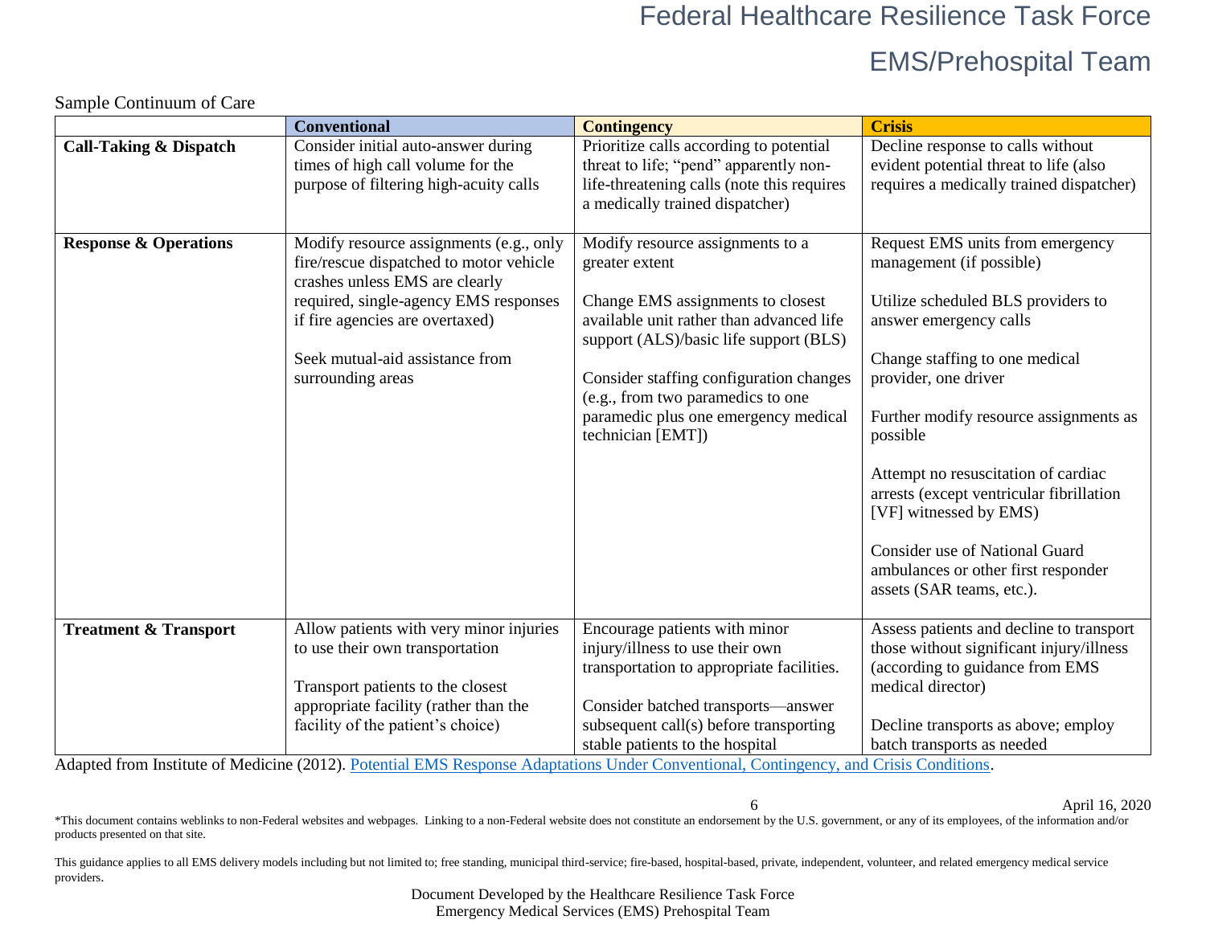Sample Continuum of Care

| | Conventional | Contingency | Crisis |
|---|---|---|---|
| **Call-Taking & Dispatch** | Consider initial auto-answer during times of high call volume for the purpose of filtering high-acuity calls | Prioritize calls according to potential threat to life; "pend" apparently non-life-threatening calls (note this requires a medically trained dispatcher) | Decline response to calls without evident potential threat to life (also requires a medically trained dispatcher) |
| **Response & Operations** | Modify resource assignments (e.g., only fire/rescue dispatched to motor vehicle crashes unless EMS are clearly required, single-agency EMS responses if fire agencies are overtaxed)<br><br>Seek mutual-aid assistance from surrounding areas | Modify resource assignments to a greater extent<br><br>Change EMS assignments to closest available unit rather than advanced life support (ALS)/basic life support (BLS)<br><br>Consider staffing configuration changes (e.g., from two paramedics to one paramedic plus one emergency medical technician [EMT]) | Request EMS units from emergency management (if possible)<br><br>Utilize scheduled BLS providers to answer emergency calls<br><br>Change staffing to one medical provider, one driver<br><br>Further modify resource assignments as possible<br><br>Attempt no resuscitation of cardiac arrests (except ventricular fibrillation [VF] witnessed by EMS)<br><br>Consider use of National Guard ambulances or other first responder assets (SAR teams, etc.). |
| **Treatment & Transport** | Allow patients with very minor injuries to use their own transportation<br><br>Transport patients to the closest appropriate facility (rather than the facility of the patient's choice) | Encourage patients with minor injury/illness to use their own transportation to appropriate facilities.<br><br>Consider batched transports—answer subsequent call(s) before transporting stable patients to the hospital | Assess patients and decline to transport those without significant injury/illness (according to guidance from EMS medical director)<br><br>Decline transports as above; employ batch transports as needed |

Adapted from Institute of Medicine (2012). [Potential EMS Response Adaptations Under Conventional, Contingency, and Crisis Conditions](#).

April 16, 2020

*This document contains weblinks to non-Federal websites and webpages. Linking to a non-Federal website does not constitute an endorsement by the U.S. government, or any of its employees, of the information and/or products presented on that site.

This guidance applies to all EMS delivery models including but not limited to; free standing, municipal third-service; fire-based, hospital-based, private, independent, volunteer, and related emergency medical service providers.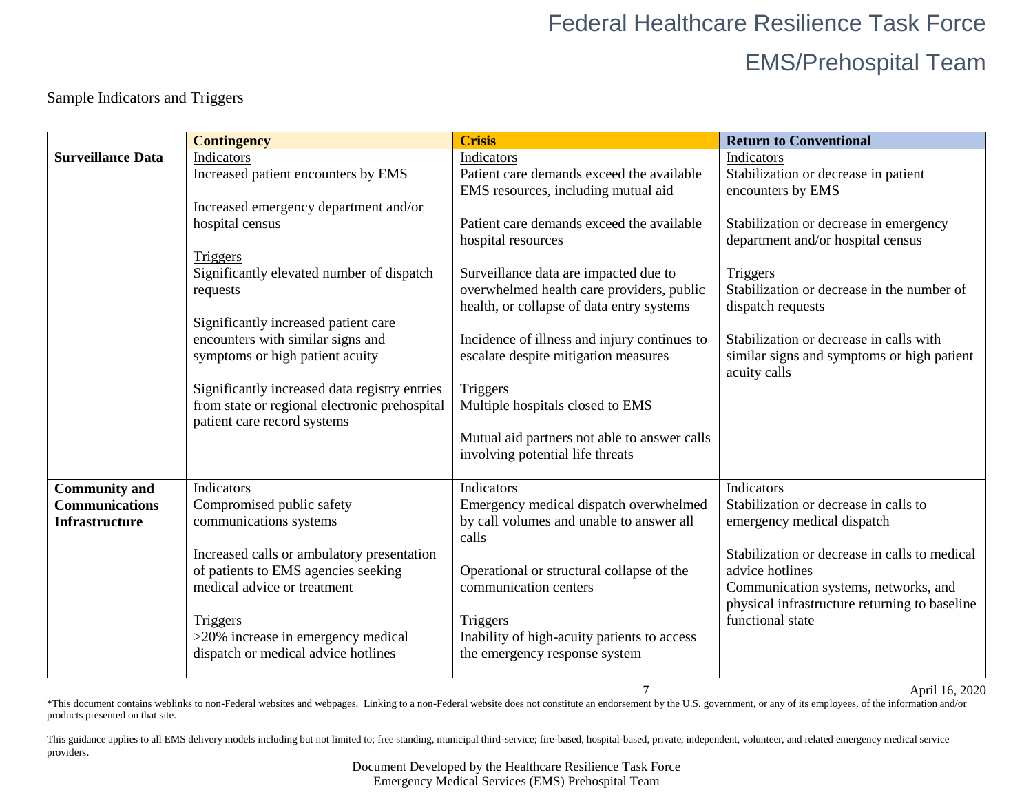Sample Indicators and Triggers

| | Contingency | Crisis | Return to Conventional |
|---|---|---|---|
| **Surveillance Data** | <u>Indicators</u><br>Increased patient encounters by EMS<br><br>Increased emergency department and/or hospital census<br><br><u>Triggers</u><br>Significantly elevated number of dispatch requests<br><br>Significantly increased patient care encounters with similar signs and symptoms or high patient acuity<br><br>Significantly increased data registry entries from state or regional electronic prehospital patient care record systems | <u>Indicators</u><br>Patient care demands exceed the available EMS resources, including mutual aid<br><br>Patient care demands exceed the available hospital resources<br><br>Surveillance data are impacted due to overwhelmed health care providers, public health, or collapse of data entry systems<br><br>Incidence of illness and injury continues to escalate despite mitigation measures<br><br><u>Triggers</u><br>Multiple hospitals closed to EMS<br><br>Mutual aid partners not able to answer calls involving potential life threats | <u>Indicators</u><br>Stabilization or decrease in patient encounters by EMS<br><br>Stabilization or decrease in emergency department and/or hospital census<br><br><u>Triggers</u><br>Stabilization or decrease in the number of dispatch requests<br><br>Stabilization or decrease in calls with similar signs and symptoms or high patient acuity calls |
| **Community and Communications Infrastructure** | <u>Indicators</u><br>Compromised public safety communications systems<br><br>Increased calls or ambulatory presentation of patients to EMS agencies seeking medical advice or treatment<br><br><u>Triggers</u><br>>20% increase in emergency medical dispatch or medical advice hotlines | <u>Indicators</u><br>Emergency medical dispatch overwhelmed by call volumes and unable to answer all calls<br><br>Operational or structural collapse of the communication centers<br><br><u>Triggers</u><br>Inability of high-acuity patients to access the emergency response system | <u>Indicators</u><br>Stabilization or decrease in calls to emergency medical dispatch<br><br>Stabilization or decrease in calls to medical advice hotlines<br>Communication systems, networks, and physical infrastructure returning to baseline functional state |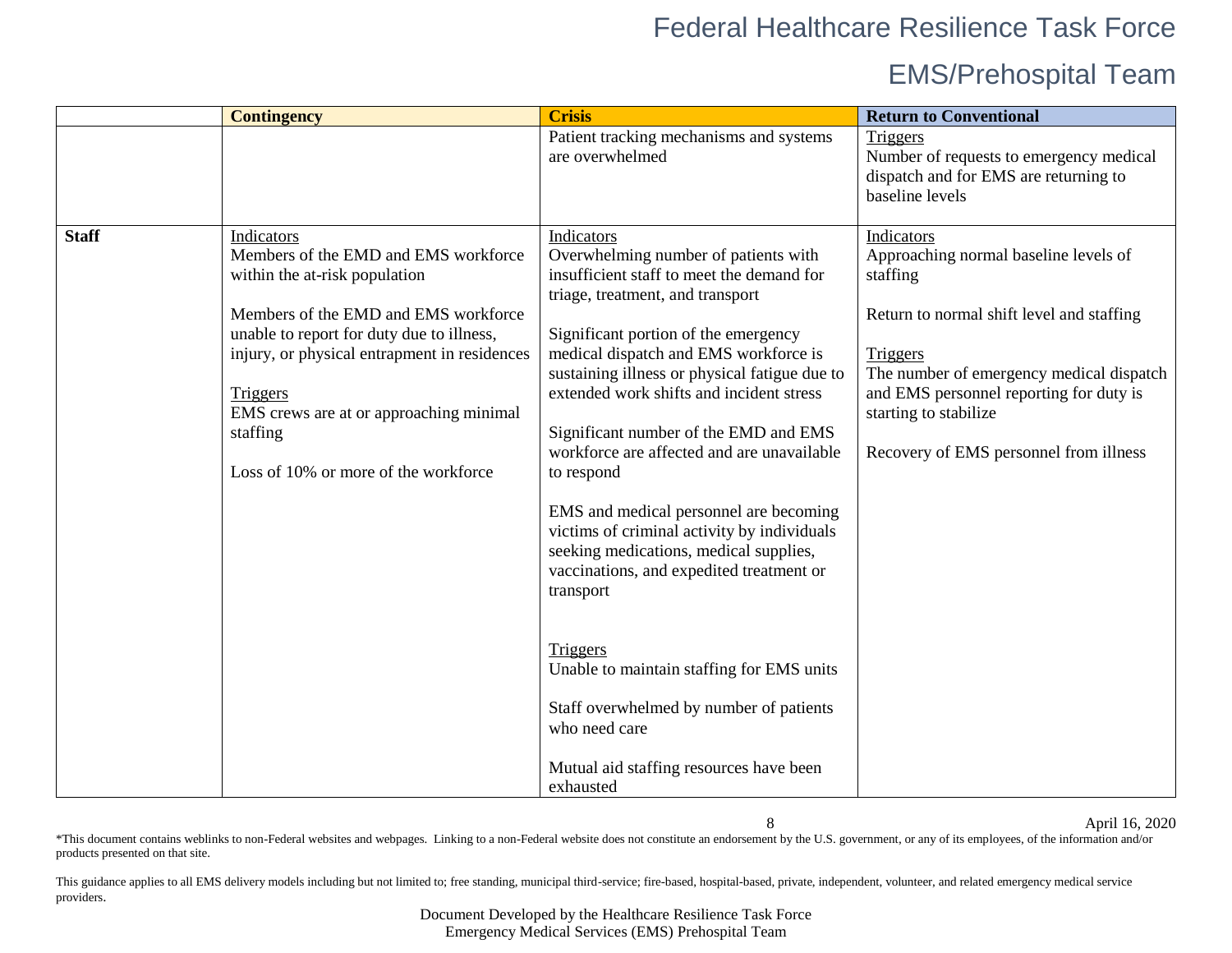| | Contingency | Crisis | Return to Conventional |
|---|---|---|---|
| | | Patient tracking mechanisms and systems are overwhelmed | Triggers<br>Number of requests to emergency medical dispatch and for EMS are returning to baseline levels |
| **Staff** | Indicators<br>Members of the EMD and EMS workforce within the at-risk population<br><br>Members of the EMD and EMS workforce unable to report for duty due to illness, injury, or physical entrapment in residences<br><br>Triggers<br>EMS crews are at or approaching minimal staffing<br><br>Loss of 10% or more of the workforce | Indicators<br>Overwhelming number of patients with insufficient staff to meet the demand for triage, treatment, and transport<br><br>Significant portion of the emergency medical dispatch and EMS workforce is sustaining illness or physical fatigue due to extended work shifts and incident stress<br><br>Significant number of the EMD and EMS workforce are affected and are unavailable to respond<br><br>EMS and medical personnel are becoming victims of criminal activity by individuals seeking medications, medical supplies, vaccinations, and expedited treatment or transport<br><br>Triggers<br>Unable to maintain staffing for EMS units<br><br>Staff overwhelmed by number of patients who need care<br><br>Mutual aid staffing resources have been exhausted | Indicators<br>Approaching normal baseline levels of staffing<br><br>Return to normal shift level and staffing<br><br>Triggers<br>The number of emergency medical dispatch and EMS personnel reporting for duty is starting to stabilize<br><br>Recovery of EMS personnel from illness |

*This document contains weblinks to non-Federal websites and webpages. Linking to a non-Federal website does not constitute an endorsement by the U.S. government, or any of its employees, of the information and/or products presented on that site.

This guidance applies to all EMS delivery models including but not limited to; free standing, municipal third-service; fire-based, hospital-based, private, independent, volunteer, and related emergency medical service providers.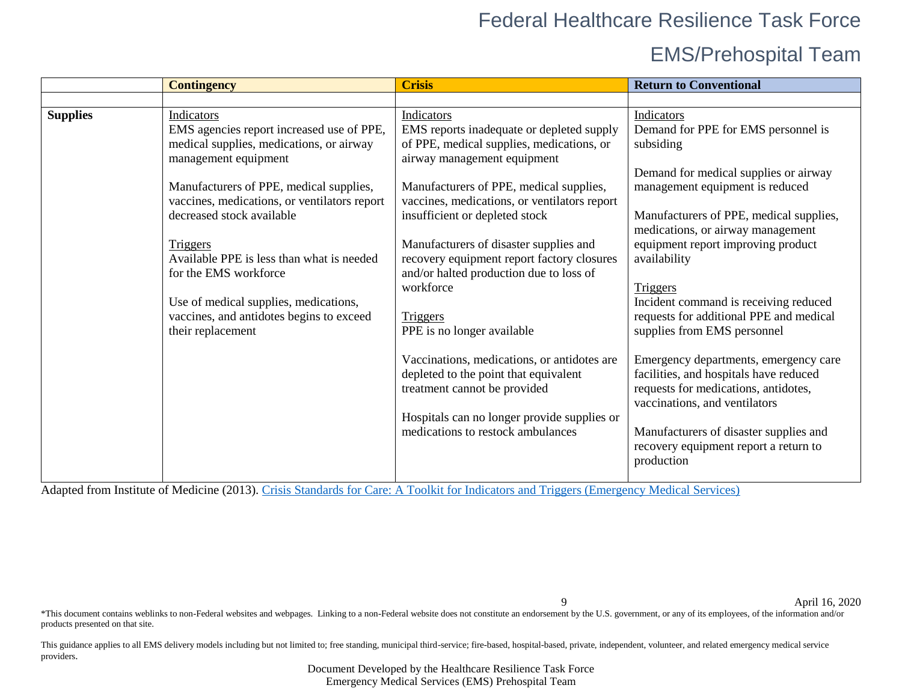| | Contingency | Crisis | Return to Conventional |
|---|---|---|---|
| | | | |
| **Supplies** | Indicators<br>EMS agencies report increased use of PPE, medical supplies, medications, or airway management equipment<br><br>Manufacturers of PPE, medical supplies, vaccines, medications, or ventilators report decreased stock available<br><br>Triggers<br>Available PPE is less than what is needed for the EMS workforce<br><br>Use of medical supplies, medications, vaccines, and antidotes begins to exceed their replacement | Indicators<br>EMS reports inadequate or depleted supply of PPE, medical supplies, medications, or airway management equipment<br><br>Manufacturers of PPE, medical supplies, vaccines, medications, or ventilators report insufficient or depleted stock<br><br>Manufacturers of disaster supplies and recovery equipment report factory closures and/or halted production due to loss of workforce<br><br>Triggers<br>PPE is no longer available<br><br>Vaccinations, medications, or antidotes are depleted to the point that equivalent treatment cannot be provided<br><br>Hospitals can no longer provide supplies or medications to restock ambulances | Indicators<br>Demand for PPE for EMS personnel is subsiding<br><br>Demand for medical supplies or airway management equipment is reduced<br><br>Manufacturers of PPE, medical supplies, medications, or airway management equipment report improving product availability<br><br>Triggers<br>Incident command is receiving reduced requests for additional PPE and medical supplies from EMS personnel<br><br>Emergency departments, emergency care facilities, and hospitals have reduced requests for medications, antidotes, vaccinations, and ventilators<br><br>Manufacturers of disaster supplies and recovery equipment report a return to production |

Adapted from Institute of Medicine (2013). Crisis Standards for Care: A Toolkit for Indicators and Triggers (Emergency Medical Services)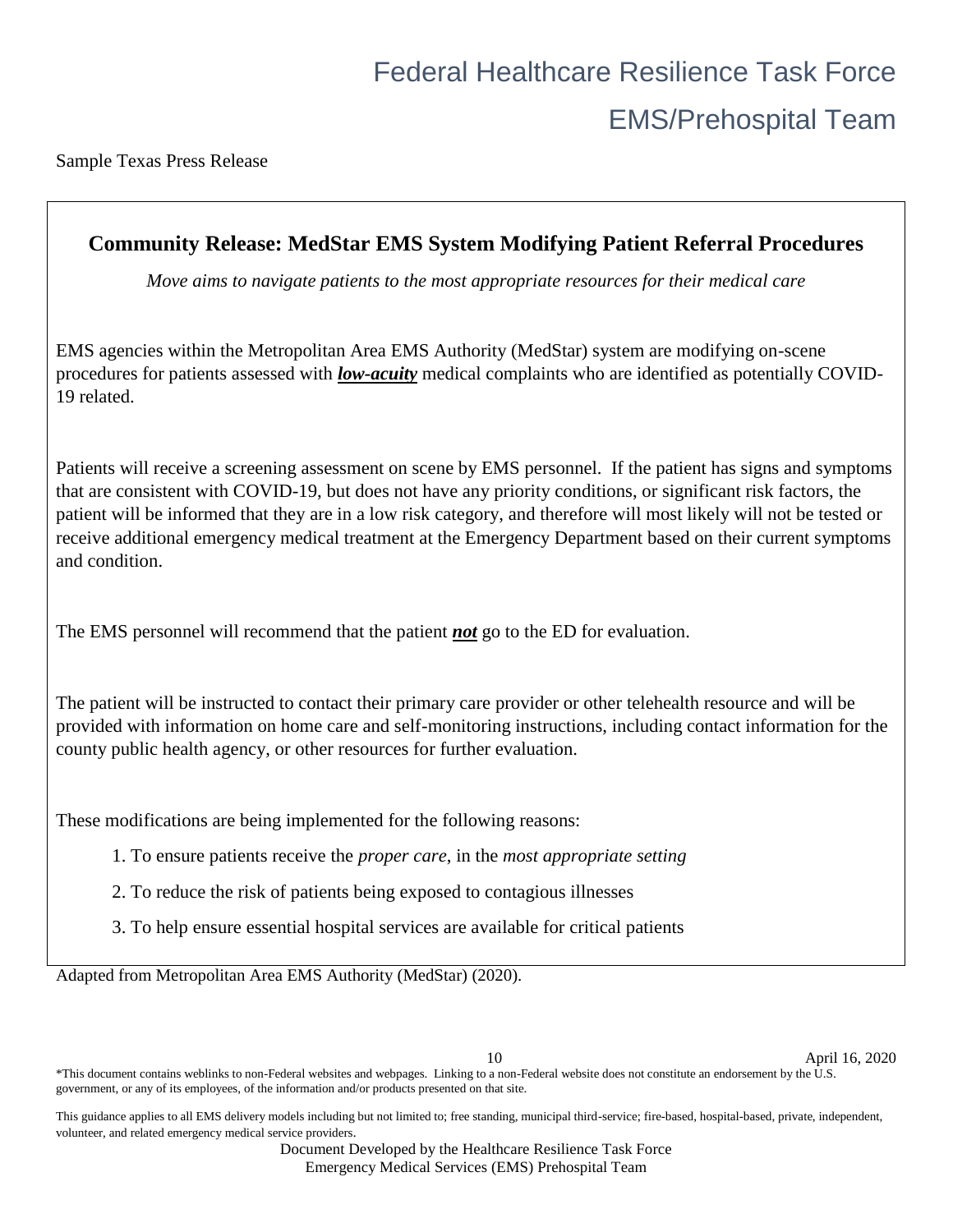Sample Texas Press Release

## Community Release: MedStar EMS System Modifying Patient Referral Procedures

*Move aims to navigate patients to the most appropriate resources for their medical care*

EMS agencies within the Metropolitan Area EMS Authority (MedStar) system are modifying on-scene procedures for patients assessed with ***low-acuity*** medical complaints who are identified as potentially COVID-19 related.

Patients will receive a screening assessment on scene by EMS personnel. If the patient has signs and symptoms that are consistent with COVID-19, but does not have any priority conditions, or significant risk factors, the patient will be informed that they are in a low risk category, and therefore will most likely will not be tested or receive additional emergency medical treatment at the Emergency Department based on their current symptoms and condition.

The EMS personnel will recommend that the patient ***not*** go to the ED for evaluation.

The patient will be instructed to contact their primary care provider or other telehealth resource and will be provided with information on home care and self-monitoring instructions, including contact information for the county public health agency, or other resources for further evaluation.

These modifications are being implemented for the following reasons:

1. To ensure patients receive the *proper care*, in the *most appropriate setting*
2. To reduce the risk of patients being exposed to contagious illnesses
3. To help ensure essential hospital services are available for critical patients

Adapted from Metropolitan Area EMS Authority (MedStar) (2020).

*This document contains weblinks to non-Federal websites and webpages. Linking to a non-Federal website does not constitute an endorsement by the U.S. government, or any of its employees, of the information and/or products presented on that site.

This guidance applies to all EMS delivery models including but not limited to; free standing, municipal third-service; fire-based, hospital-based, private, independent, volunteer, and related emergency medical service providers.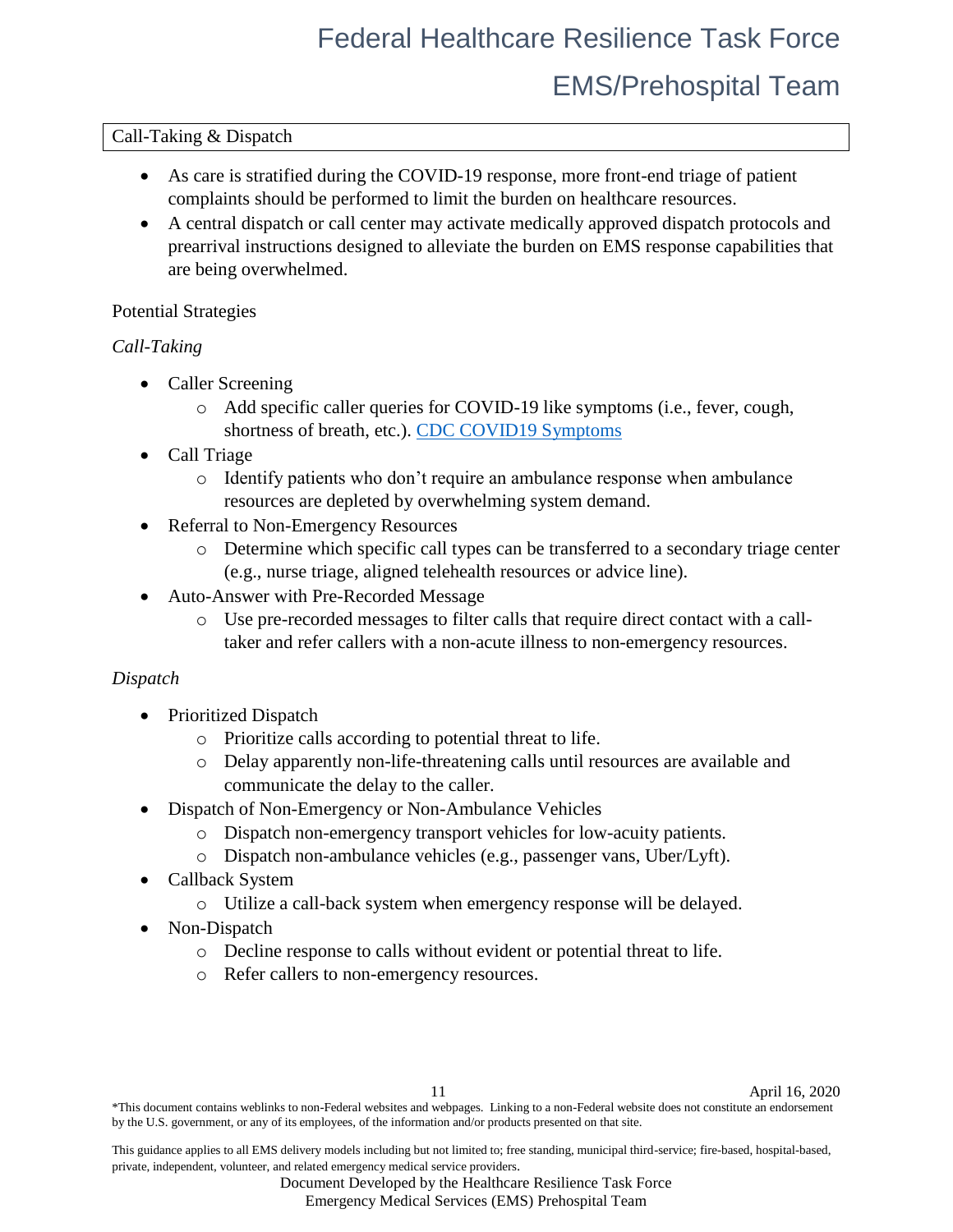## Call-Taking & Dispatch

- As care is stratified during the COVID-19 response, more front-end triage of patient complaints should be performed to limit the burden on healthcare resources.
- A central dispatch or call center may activate medically approved dispatch protocols and prearrival instructions designed to alleviate the burden on EMS response capabilities that are being overwhelmed.

Potential Strategies

*Call-Taking*

- Caller Screening
  - Add specific caller queries for COVID-19 like symptoms (i.e., fever, cough, shortness of breath, etc.). [CDC COVID19 Symptoms]
- Call Triage
  - Identify patients who don't require an ambulance response when ambulance resources are depleted by overwhelming system demand.
- Referral to Non-Emergency Resources
  - Determine which specific call types can be transferred to a secondary triage center (e.g., nurse triage, aligned telehealth resources or advice line).
- Auto-Answer with Pre-Recorded Message
  - Use pre-recorded messages to filter calls that require direct contact with a call-taker and refer callers with a non-acute illness to non-emergency resources.

*Dispatch*

- Prioritized Dispatch
  - Prioritize calls according to potential threat to life.
  - Delay apparently non-life-threatening calls until resources are available and communicate the delay to the caller.
- Dispatch of Non-Emergency or Non-Ambulance Vehicles
  - Dispatch non-emergency transport vehicles for low-acuity patients.
  - Dispatch non-ambulance vehicles (e.g., passenger vans, Uber/Lyft).
- Callback System
  - Utilize a call-back system when emergency response will be delayed.
- Non-Dispatch
  - Decline response to calls without evident or potential threat to life.
  - Refer callers to non-emergency resources.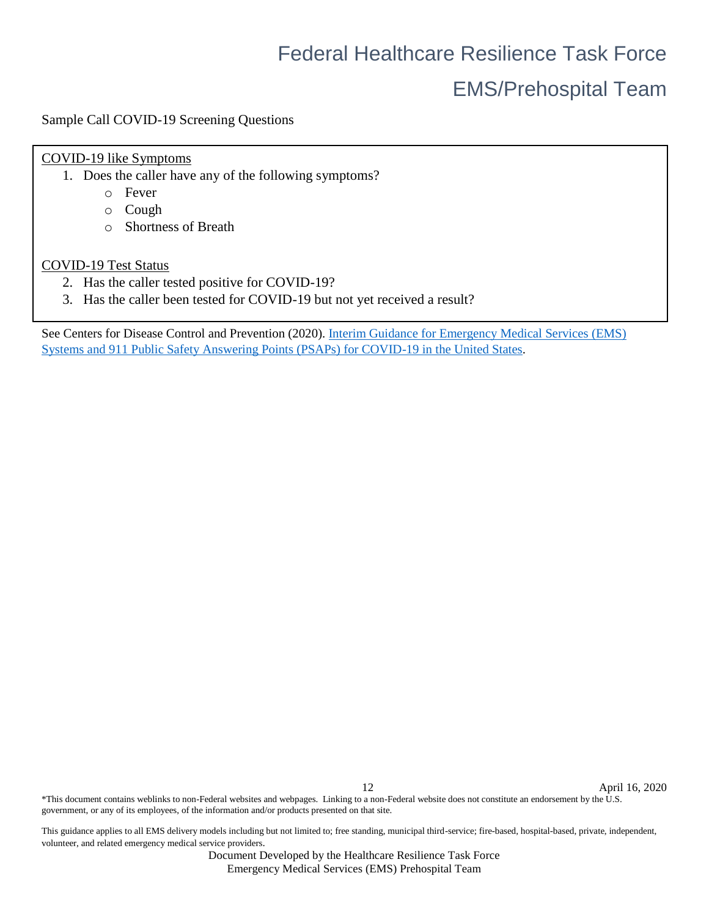Sample Call COVID-19 Screening Questions

COVID-19 like Symptoms

1. Does the caller have any of the following symptoms?
   - Fever
   - Cough
   - Shortness of Breath

COVID-19 Test Status

2. Has the caller tested positive for COVID-19?
3. Has the caller been tested for COVID-19 but not yet received a result?

See Centers for Disease Control and Prevention (2020). Interim Guidance for Emergency Medical Services (EMS) Systems and 911 Public Safety Answering Points (PSAPs) for COVID-19 in the United States.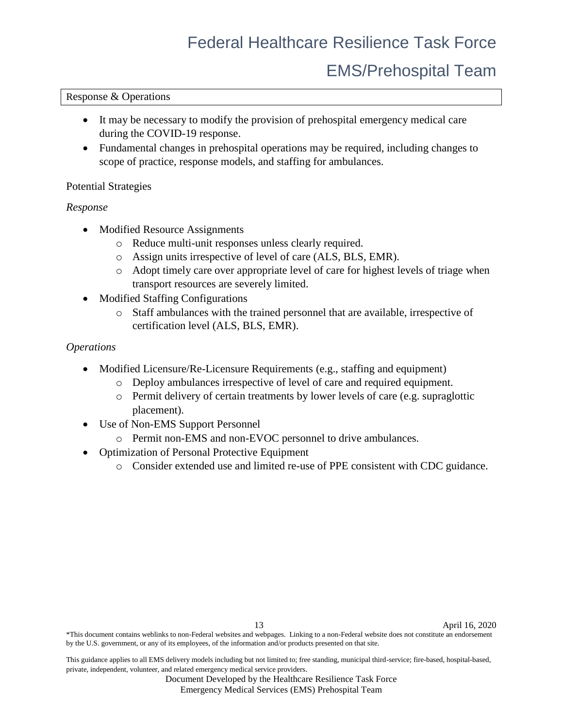## Response & Operations

- It may be necessary to modify the provision of prehospital emergency medical care during the COVID-19 response.
- Fundamental changes in prehospital operations may be required, including changes to scope of practice, response models, and staffing for ambulances.

### Potential Strategies

*Response*

- Modified Resource Assignments
  - Reduce multi-unit responses unless clearly required.
  - Assign units irrespective of level of care (ALS, BLS, EMR).
  - Adopt timely care over appropriate level of care for highest levels of triage when transport resources are severely limited.
- Modified Staffing Configurations
  - Staff ambulances with the trained personnel that are available, irrespective of certification level (ALS, BLS, EMR).

*Operations*

- Modified Licensure/Re-Licensure Requirements (e.g., staffing and equipment)
  - Deploy ambulances irrespective of level of care and required equipment.
  - Permit delivery of certain treatments by lower levels of care (e.g. supraglottic placement).
- Use of Non-EMS Support Personnel
  - Permit non-EMS and non-EVOC personnel to drive ambulances.
- Optimization of Personal Protective Equipment
  - Consider extended use and limited re-use of PPE consistent with CDC guidance.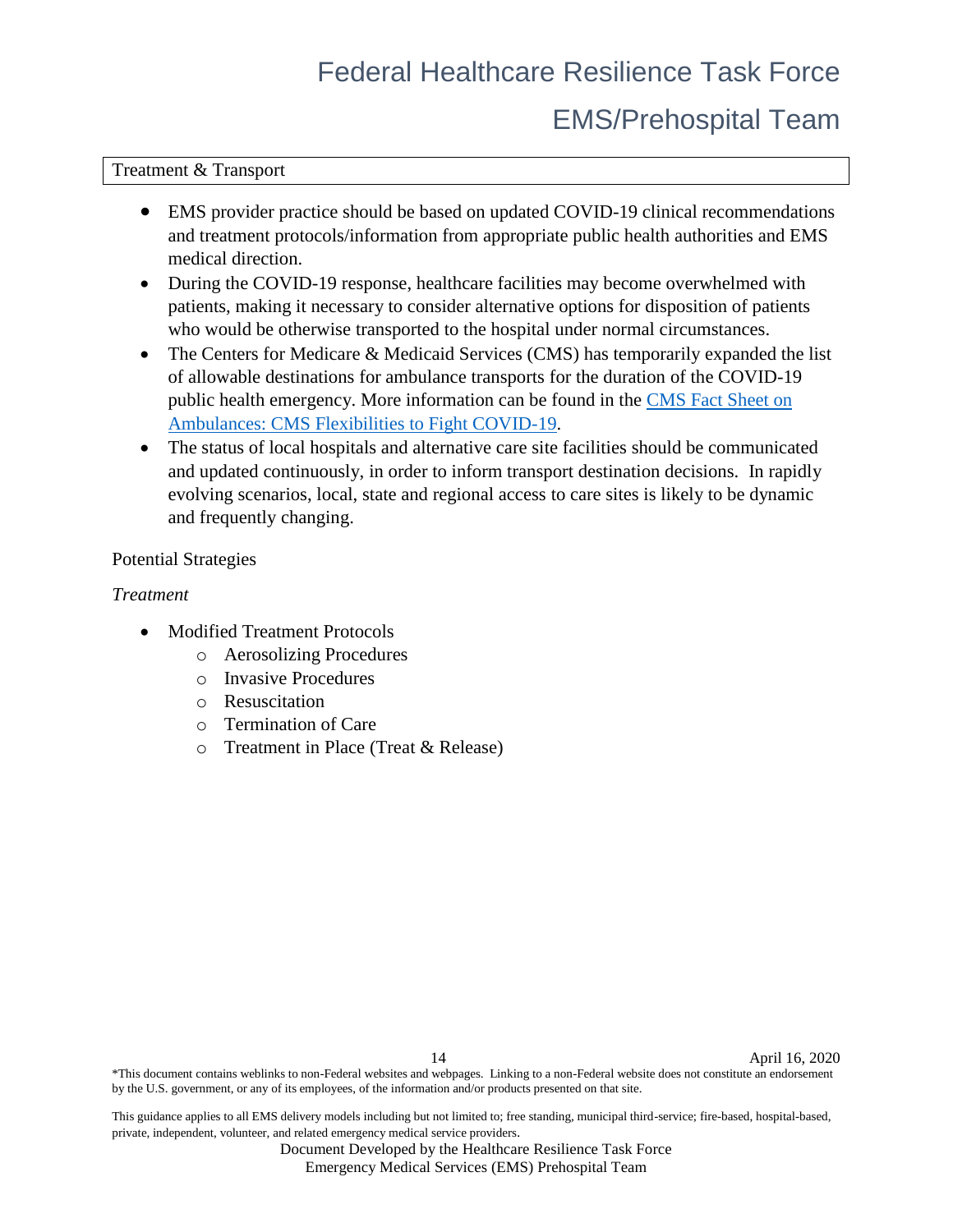## Treatment & Transport

- EMS provider practice should be based on updated COVID-19 clinical recommendations and treatment protocols/information from appropriate public health authorities and EMS medical direction.
- During the COVID-19 response, healthcare facilities may become overwhelmed with patients, making it necessary to consider alternative options for disposition of patients who would be otherwise transported to the hospital under normal circumstances.
- The Centers for Medicare & Medicaid Services (CMS) has temporarily expanded the list of allowable destinations for ambulance transports for the duration of the COVID-19 public health emergency. More information can be found in the CMS Fact Sheet on Ambulances: CMS Flexibilities to Fight COVID-19.
- The status of local hospitals and alternative care site facilities should be communicated and updated continuously, in order to inform transport destination decisions. In rapidly evolving scenarios, local, state and regional access to care sites is likely to be dynamic and frequently changing.

### Potential Strategies

*Treatment*

- Modified Treatment Protocols
  - Aerosolizing Procedures
  - Invasive Procedures
  - Resuscitation
  - Termination of Care
  - Treatment in Place (Treat & Release)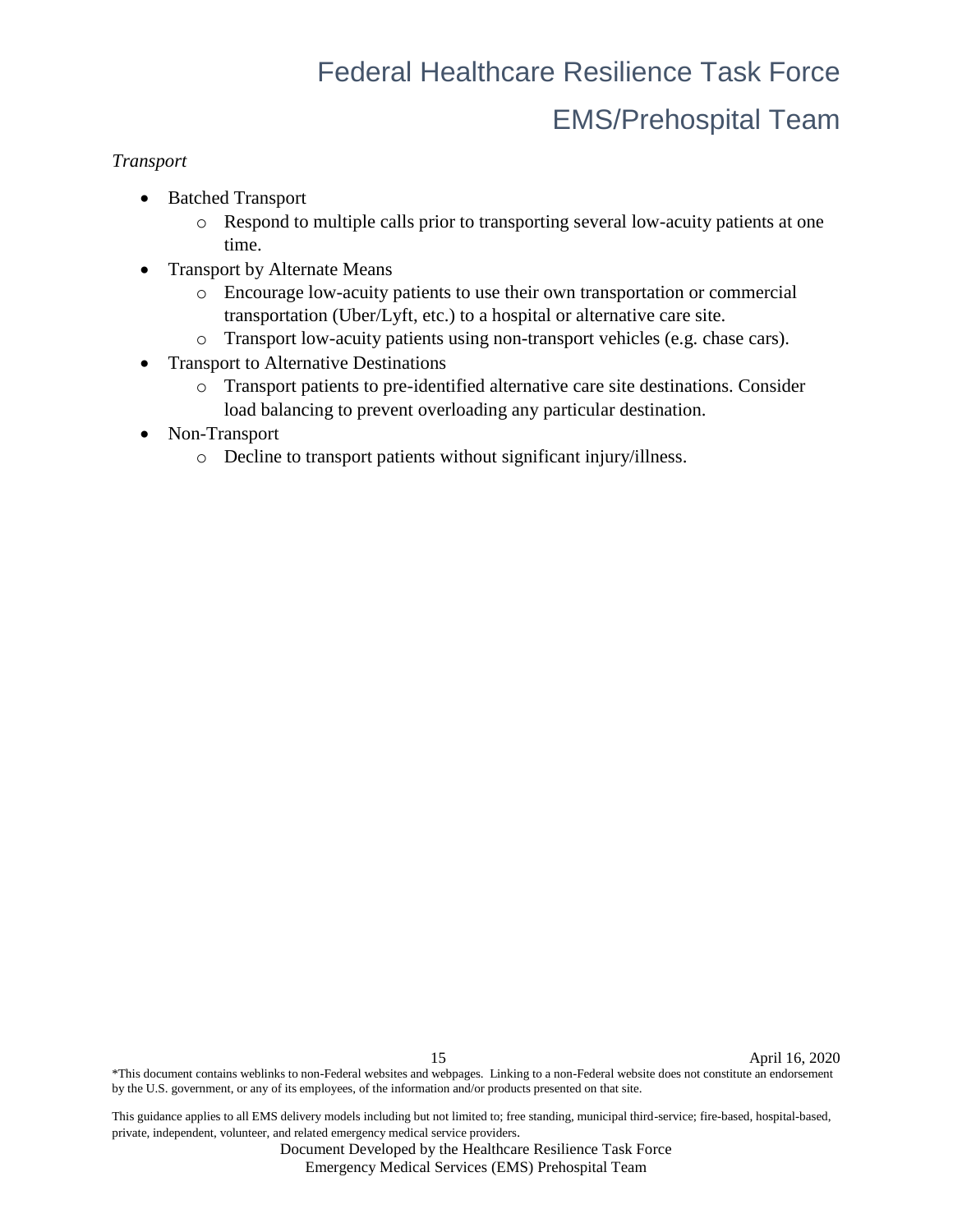*Transport*

- Batched Transport
  - Respond to multiple calls prior to transporting several low-acuity patients at one time.
- Transport by Alternate Means
  - Encourage low-acuity patients to use their own transportation or commercial transportation (Uber/Lyft, etc.) to a hospital or alternative care site.
  - Transport low-acuity patients using non-transport vehicles (e.g. chase cars).
- Transport to Alternative Destinations
  - Transport patients to pre-identified alternative care site destinations. Consider load balancing to prevent overloading any particular destination.
- Non-Transport
  - Decline to transport patients without significant injury/illness.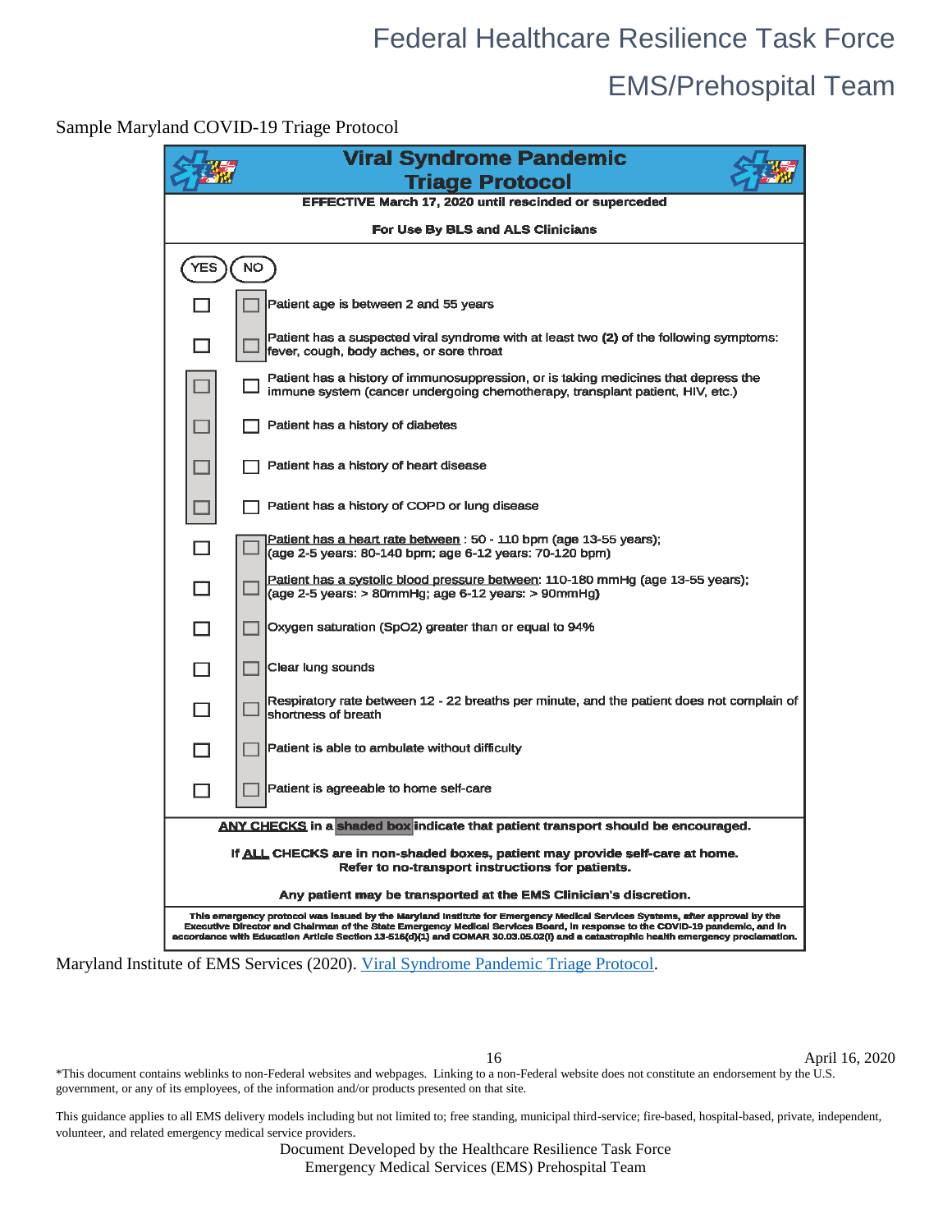Sample Maryland COVID-19 Triage Protocol

## Viral Syndrome Pandemic Triage Protocol

**EFFECTIVE March 17, 2020 until rescinded or superceded**

**For Use By BLS and ALS Clinicians**

| YES | NO | |
|---|---|---|
| ☐ | ☐ (shaded) | Patient age is between 2 and 55 years |
| ☐ | ☐ (shaded) | Patient has a suspected viral syndrome with at least two **(2)** of the following symptoms: fever, cough, body aches, or sore throat |
| ☐ (shaded) | ☐ | Patient has a history of immunosuppression, or is taking medicines that depress the immune system (cancer undergoing chemotherapy, transplant patient, HIV, etc.) |
| ☐ (shaded) | ☐ | Patient has a history of diabetes |
| ☐ (shaded) | ☐ | Patient has a history of heart disease |
| ☐ (shaded) | ☐ | Patient has a history of COPD or lung disease |
| ☐ | ☐ (shaded) | Patient has a heart rate between : 50 - 110 bpm (age 13-55 years); (age 2-5 years: 80-140 bpm; age 6-12 years: 70-120 bpm) |
| ☐ | ☐ (shaded) | Patient has a systolic blood pressure between: 110-180 mmHg (age 13-55 years); (age 2-5 years: > 80mmHg; age 6-12 years: > 90mmHg) |
| ☐ | ☐ (shaded) | Oxygen saturation (SpO2) greater than or equal to 94% |
| ☐ | ☐ (shaded) | Clear lung sounds |
| ☐ | ☐ (shaded) | Respiratory rate between 12 - 22 breaths per minute, and the patient does not complain of shortness of breath |
| ☐ | ☐ (shaded) | Patient is able to ambulate without difficulty |
| ☐ | ☐ (shaded) | Patient is agreeable to home self-care |

**ANY CHECKS in a shaded box indicate that patient transport should be encouraged.**

**If ALL CHECKS are in non-shaded boxes, patient may provide self-care at home. Refer to no-transport instructions for patients.**

**Any patient may be transported at the EMS Clinician's discretion.**

This emergency protocol was issued by the Maryland Institute for Emergency Medical Services Systems, after approval by the Executive Director and Chairman of the State Emergency Medical Services Board, in response to the COVID-19 pandemic, and in accordance with Education Article Section 13-516(d)(1) and COMAR 30.03.05.02(I) and a catastrophic health emergency proclamation.

Maryland Institute of EMS Services (2020). [Viral Syndrome Pandemic Triage Protocol](#).

*This document contains weblinks to non-Federal websites and webpages. Linking to a non-Federal website does not constitute an endorsement by the U.S. government, or any of its employees, of the information and/or products presented on that site.

This guidance applies to all EMS delivery models including but not limited to; free standing, municipal third-service; fire-based, hospital-based, private, independent, volunteer, and related emergency medical service providers.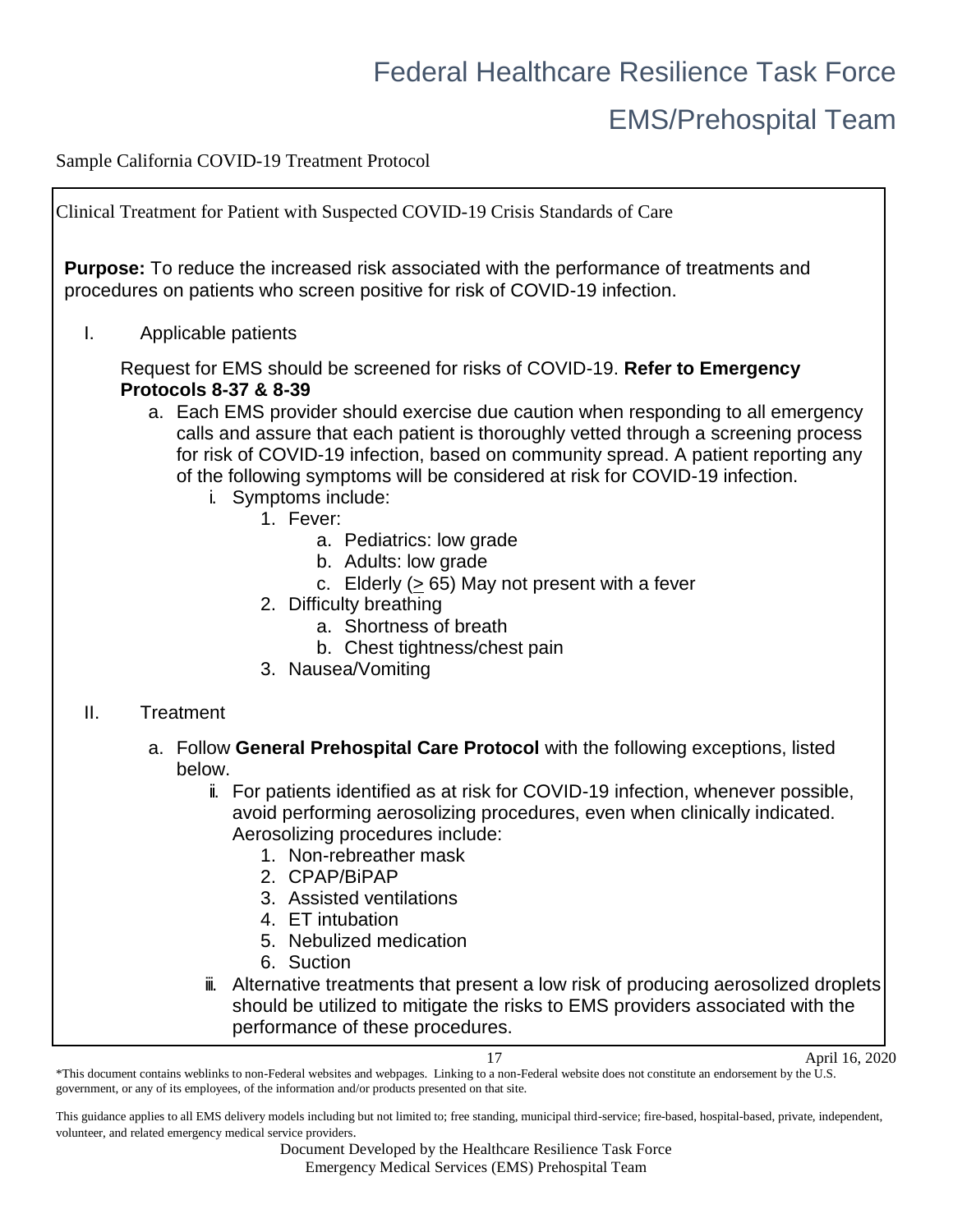Sample California COVID-19 Treatment Protocol

Clinical Treatment for Patient with Suspected COVID-19 Crisis Standards of Care

**Purpose:** To reduce the increased risk associated with the performance of treatments and procedures on patients who screen positive for risk of COVID-19 infection.

I. Applicable patients

Request for EMS should be screened for risks of COVID-19. **Refer to Emergency Protocols 8-37 & 8-39**

a. Each EMS provider should exercise due caution when responding to all emergency calls and assure that each patient is thoroughly vetted through a screening process for risk of COVID-19 infection, based on community spread. A patient reporting any of the following symptoms will be considered at risk for COVID-19 infection.
   - i. Symptoms include:
     1. Fever:
        a. Pediatrics: low grade
        b. Adults: low grade
        c. Elderly (≥ 65) May not present with a fever
     2. Difficulty breathing
        a. Shortness of breath
        b. Chest tightness/chest pain
     3. Nausea/Vomiting

II. Treatment

a. Follow **General Prehospital Care Protocol** with the following exceptions, listed below.
   - ii. For patients identified as at risk for COVID-19 infection, whenever possible, avoid performing aerosolizing procedures, even when clinically indicated. Aerosolizing procedures include:
     1. Non-rebreather mask
     2. CPAP/BiPAP
     3. Assisted ventilations
     4. ET intubation
     5. Nebulized medication
     6. Suction
   - iii. Alternative treatments that present a low risk of producing aerosolized droplets should be utilized to mitigate the risks to EMS providers associated with the performance of these procedures.

April 16, 2020

*This document contains weblinks to non-Federal websites and webpages. Linking to a non-Federal website does not constitute an endorsement by the U.S. government, or any of its employees, of the information and/or products presented on that site.

This guidance applies to all EMS delivery models including but not limited to; free standing, municipal third-service; fire-based, hospital-based, private, independent, volunteer, and related emergency medical service providers.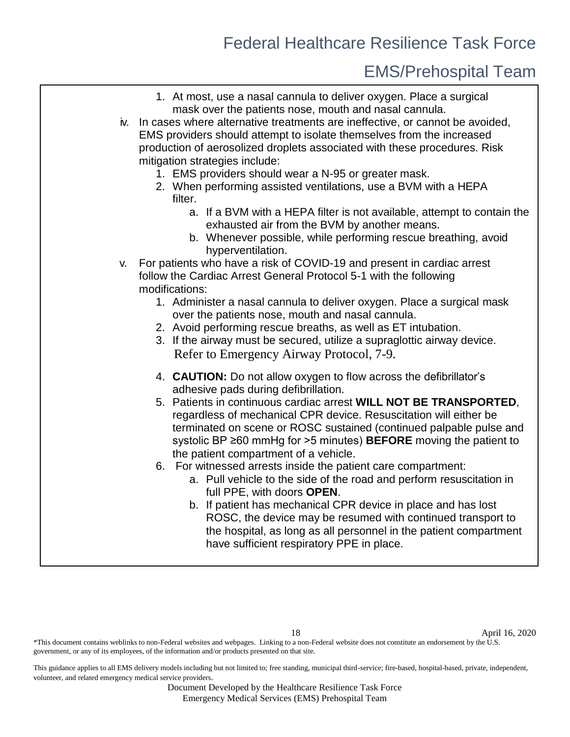1. At most, use a nasal cannula to deliver oxygen. Place a surgical mask over the patients nose, mouth and nasal cannula.

iv. In cases where alternative treatments are ineffective, or cannot be avoided, EMS providers should attempt to isolate themselves from the increased production of aerosolized droplets associated with these procedures. Risk mitigation strategies include:

   1. EMS providers should wear a N-95 or greater mask.
   2. When performing assisted ventilations, use a BVM with a HEPA filter.
      a. If a BVM with a HEPA filter is not available, attempt to contain the exhausted air from the BVM by another means.
      b. Whenever possible, while performing rescue breathing, avoid hyperventilation.

v. For patients who have a risk of COVID-19 and present in cardiac arrest follow the Cardiac Arrest General Protocol 5-1 with the following modifications:

   1. Administer a nasal cannula to deliver oxygen. Place a surgical mask over the patients nose, mouth and nasal cannula.
   2. Avoid performing rescue breaths, as well as ET intubation.
   3. If the airway must be secured, utilize a supraglottic airway device. Refer to Emergency Airway Protocol, 7-9.
   4. **CAUTION:** Do not allow oxygen to flow across the defibrillator's adhesive pads during defibrillation.
   5. Patients in continuous cardiac arrest **WILL NOT BE TRANSPORTED**, regardless of mechanical CPR device. Resuscitation will either be terminated on scene or ROSC sustained (continued palpable pulse and systolic BP ≥60 mmHg for >5 minutes) **BEFORE** moving the patient to the patient compartment of a vehicle.
   6. For witnessed arrests inside the patient care compartment:
      a. Pull vehicle to the side of the road and perform resuscitation in full PPE, with doors **OPEN**.
      b. If patient has mechanical CPR device in place and has lost ROSC, the device may be resumed with continued transport to the hospital, as long as all personnel in the patient compartment have sufficient respiratory PPE in place.

*This document contains weblinks to non-Federal websites and webpages. Linking to a non-Federal website does not constitute an endorsement by the U.S. government, or any of its employees, of the information and/or products presented on that site.

This guidance applies to all EMS delivery models including but not limited to; free standing, municipal third-service; fire-based, hospital-based, private, independent, volunteer, and related emergency medical service providers.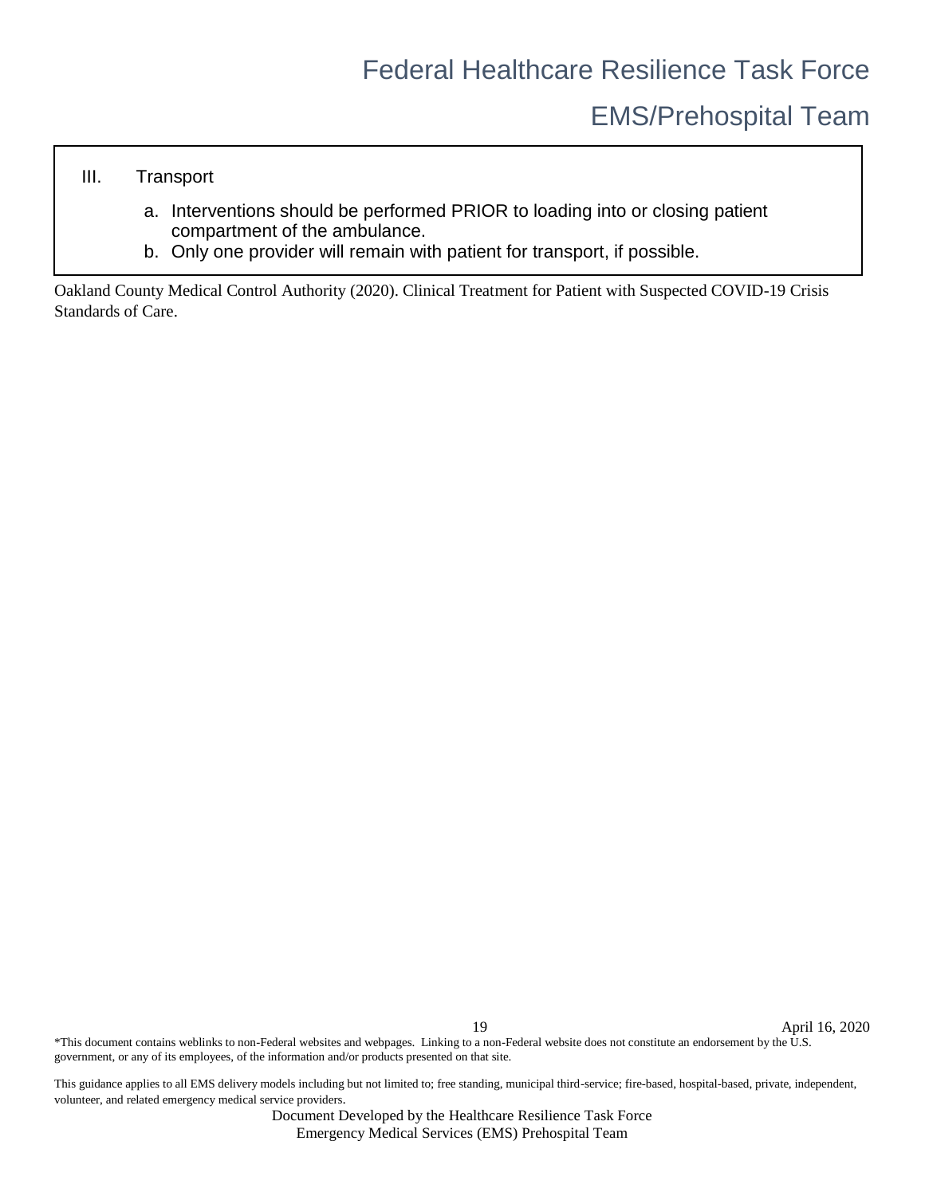III. Transport

a. Interventions should be performed PRIOR to loading into or closing patient compartment of the ambulance.
b. Only one provider will remain with patient for transport, if possible.

Oakland County Medical Control Authority (2020). Clinical Treatment for Patient with Suspected COVID-19 Crisis Standards of Care.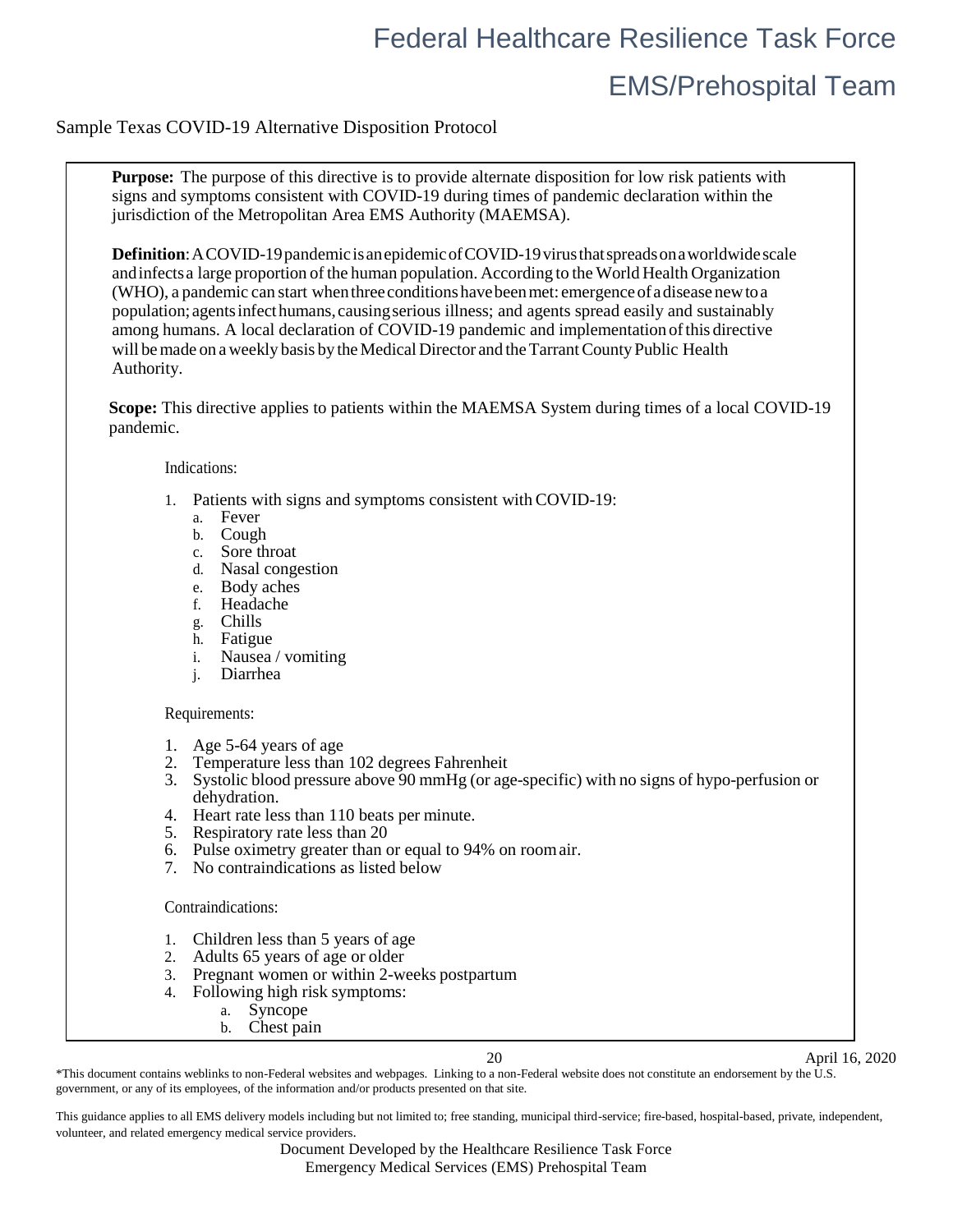Sample Texas COVID-19 Alternative Disposition Protocol

**Purpose:** The purpose of this directive is to provide alternate disposition for low risk patients with signs and symptoms consistent with COVID-19 during times of pandemic declaration within the jurisdiction of the Metropolitan Area EMS Authority (MAEMSA).

**Definition**: A COVID-19 pandemic is an epidemic of COVID-19 virus that spreads on a worldwide scale and infects a large proportion of the human population. According to the World Health Organization (WHO), a pandemic can start when three conditions have been met: emergence of a disease new to a population; agents infect humans, causing serious illness; and agents spread easily and sustainably among humans. A local declaration of COVID-19 pandemic and implementation of this directive will be made on a weekly basis by the Medical Director and the Tarrant County Public Health Authority.

**Scope:** This directive applies to patients within the MAEMSA System during times of a local COVID-19 pandemic.

Indications:

1. Patients with signs and symptoms consistent with COVID-19:
   a. Fever
   b. Cough
   c. Sore throat
   d. Nasal congestion
   e. Body aches
   f. Headache
   g. Chills
   h. Fatigue
   i. Nausea / vomiting
   j. Diarrhea

Requirements:

1. Age 5-64 years of age
2. Temperature less than 102 degrees Fahrenheit
3. Systolic blood pressure above 90 mmHg (or age-specific) with no signs of hypo-perfusion or dehydration.
4. Heart rate less than 110 beats per minute.
5. Respiratory rate less than 20
6. Pulse oximetry greater than or equal to 94% on room air.
7. No contraindications as listed below

Contraindications:

1. Children less than 5 years of age
2. Adults 65 years of age or older
3. Pregnant women or within 2-weeks postpartum
4. Following high risk symptoms:
   a. Syncope
   b. Chest pain

\*This document contains weblinks to non-Federal websites and webpages. Linking to a non-Federal website does not constitute an endorsement by the U.S. government, or any of its employees, of the information and/or products presented on that site.

This guidance applies to all EMS delivery models including but not limited to; free standing, municipal third-service; fire-based, hospital-based, private, independent, volunteer, and related emergency medical service providers.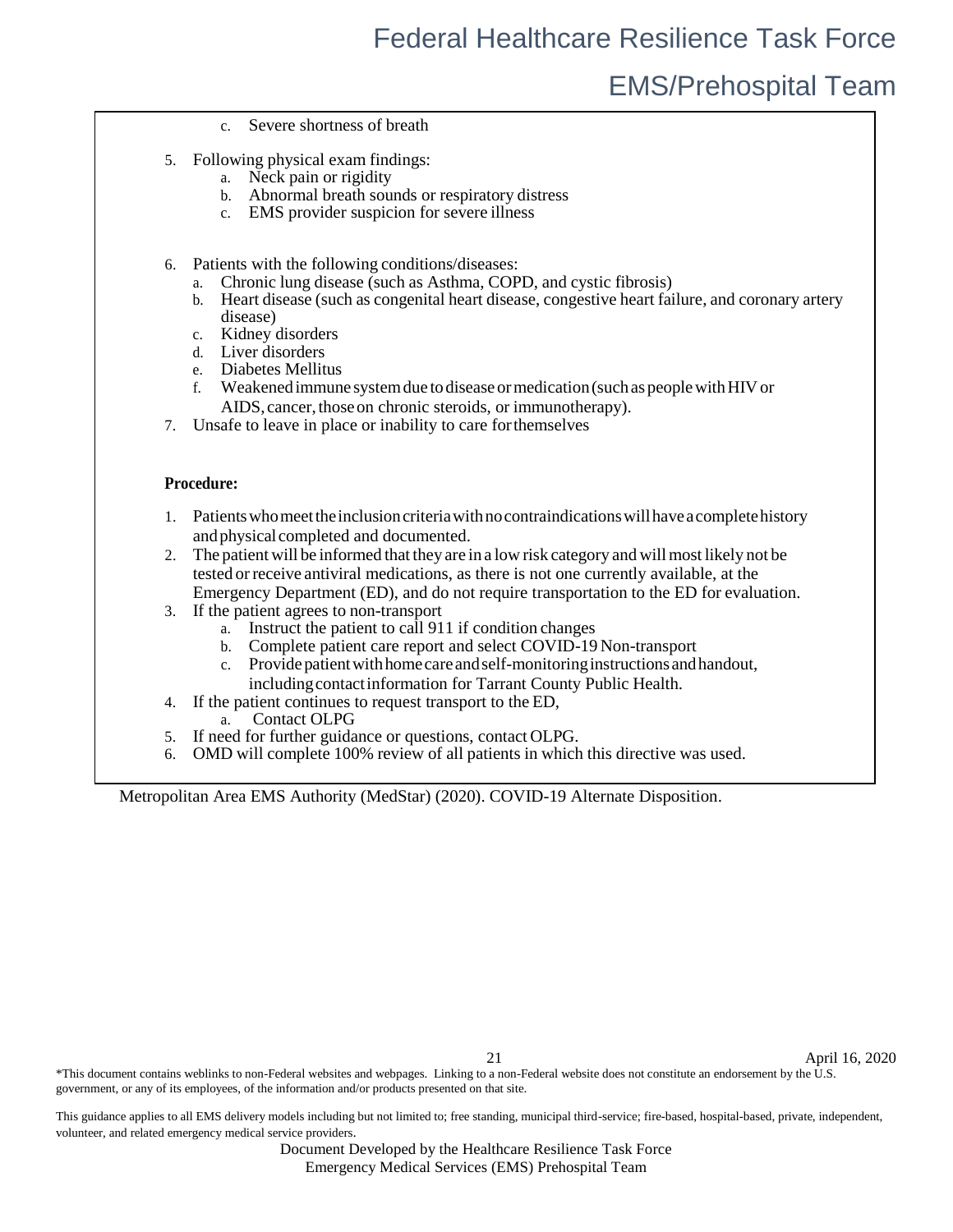c. Severe shortness of breath

5. Following physical exam findings:
   a. Neck pain or rigidity
   b. Abnormal breath sounds or respiratory distress
   c. EMS provider suspicion for severe illness

6. Patients with the following conditions/diseases:
   a. Chronic lung disease (such as Asthma, COPD, and cystic fibrosis)
   b. Heart disease (such as congenital heart disease, congestive heart failure, and coronary artery disease)
   c. Kidney disorders
   d. Liver disorders
   e. Diabetes Mellitus
   f. Weakened immune system due to disease or medication (such as people with HIV or AIDS, cancer, those on chronic steroids, or immunotherapy).
7. Unsafe to leave in place or inability to care for themselves

**Procedure:**

1. Patients who meet the inclusion criteria with no contraindications will have a complete history and physical completed and documented.
2. The patient will be informed that they are in a low risk category and will most likely not be tested or receive antiviral medications, as there is not one currently available, at the Emergency Department (ED), and do not require transportation to the ED for evaluation.
3. If the patient agrees to non-transport
   a. Instruct the patient to call 911 if condition changes
   b. Complete patient care report and select COVID-19 Non-transport
   c. Provide patient with home care and self-monitoring instructions and handout, including contact information for Tarrant County Public Health.
4. If the patient continues to request transport to the ED,
   a. Contact OLPG
5. If need for further guidance or questions, contact OLPG.
6. OMD will complete 100% review of all patients in which this directive was used.

Metropolitan Area EMS Authority (MedStar) (2020). COVID-19 Alternate Disposition.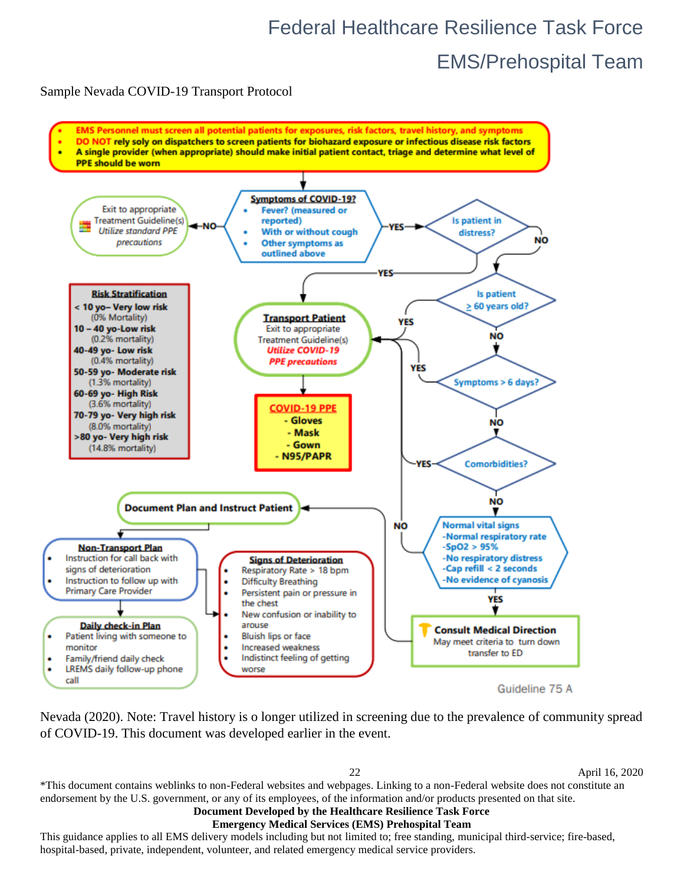Sample Nevada COVID-19 Transport Protocol

- EMS Personnel must screen all potential patients for exposures, risk factors, travel history, and symptoms
- DO NOT rely soly on dispatchers to screen patients for biohazard exposure or infectious disease risk factors
- A single provider (when appropriate) should make initial patient contact, triage and determine what level of PPE should be worn

**Symptoms of COVID-19?**
- Fever? (measured or reported)
- With or without cough
- Other symptoms as outlined above

NO → Exit to appropriate Treatment Guideline(s) *Utilize standard PPE precautions*

YES → **Is patient in distress?**

- YES → Transport Patient
- NO → **Is patient ≥ 60 years old?**
  - YES → Transport Patient
  - NO → **Symptoms > 6 days?**
    - YES → Transport Patient
    - NO → **Comorbidities?**
      - YES → Transport Patient
      - NO → **Normal vital signs**
        - -Normal respiratory rate
        - -SpO2 > 95%
        - -No respiratory distress
        - -Cap refill < 2 seconds
        - -No evidence of cyanosis
        - NO → Transport Patient
        - YES → **Consult Medical Direction** May meet criteria to turn down transfer to ED → **Document Plan and Instruct Patient**

**Transport Patient**
Exit to appropriate Treatment Guideline(s)
*Utilize COVID-19 PPE precautions*

**COVID-19 PPE**
- Gloves
- Mask
- Gown
- N95/PAPR

**Risk Stratification**
- < 10 yo– Very low risk (0% Mortality)
- 10 – 40 yo-Low risk (0.2% mortality)
- 40-49 yo- Low risk (0.4% mortality)
- 50-59 yo- Moderate risk (1.3% mortality)
- 60-69 yo- High Risk (3.6% mortality)
- 70-79 yo- Very high risk (8.0% mortality)
- >80 yo- Very high risk (14.8% mortality)

**Document Plan and Instruct Patient**

**Non-Transport Plan**
- Instruction for call back with signs of deterioration
- Instruction to follow up with Primary Care Provider

**Daily check-in Plan**
- Patient living with someone to monitor
- Family/friend daily check
- LREMS daily follow-up phone call

**Signs of Deterioration**
- Respiratory Rate > 18 bpm
- Difficulty Breathing
- Persistent pain or pressure in the chest
- New confusion or inability to arouse
- Bluish lips or face
- Increased weakness
- Indistinct feeling of getting worse

Guideline 75 A

Nevada (2020). Note: Travel history is o longer utilized in screening due to the prevalence of community spread of COVID-19. This document was developed earlier in the event.

April 16, 2020

*This document contains weblinks to non-Federal websites and webpages. Linking to a non-Federal website does not constitute an endorsement by the U.S. government, or any of its employees, of the information and/or products presented on that site.

**Document Developed by the Healthcare Resilience Task Force**
**Emergency Medical Services (EMS) Prehospital Team**

This guidance applies to all EMS delivery models including but not limited to; free standing, municipal third-service; fire-based, hospital-based, private, independent, volunteer, and related emergency medical service providers.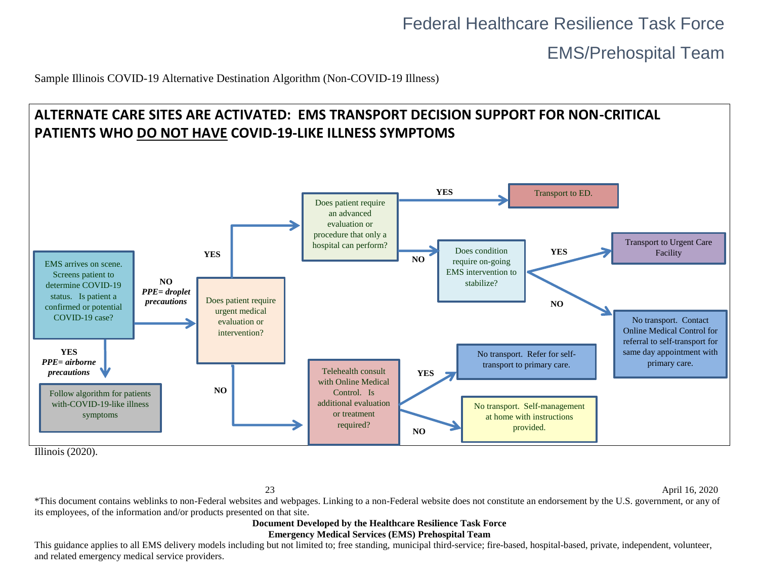Sample Illinois COVID-19 Alternative Destination Algorithm (Non-COVID-19 Illness)

**ALTERNATE CARE SITES ARE ACTIVATED: EMS TRANSPORT DECISION SUPPORT FOR NON-CRITICAL PATIENTS WHO DO NOT HAVE COVID-19-LIKE ILLNESS SYMPTOMS**

- **EMS arrives on scene. Screens patient to determine COVID-19 status. Is patient a confirmed or potential COVID-19 case?**
  - **YES** (*PPE= airborne precautions*) → Follow algorithm for patients with-COVID-19-like illness symptoms
  - **NO** (*PPE= droplet precautions*) → **Does patient require urgent medical evaluation or intervention?**
    - **YES** → **Does patient require an advanced evaluation or procedure that only a hospital can perform?**
      - **YES** → Transport to ED.
      - **NO** → **Does condition require on-going EMS intervention to stabilize?**
        - **YES** → Transport to Urgent Care Facility
        - **NO** → No transport. Contact Online Medical Control for referral to self-transport for same day appointment with primary care.
    - **NO** → **Telehealth consult with Online Medical Control. Is additional evaluation or treatment required?**
      - **YES** → No transport. Refer for self-transport to primary care.
      - **NO** → No transport. Self-management at home with instructions provided.

Illinois (2020).

*This document contains weblinks to non-Federal websites and webpages. Linking to a non-Federal website does not constitute an endorsement by the U.S. government, or any of its employees, of the information and/or products presented on that site.

**Document Developed by the Healthcare Resilience Task Force**
**Emergency Medical Services (EMS) Prehospital Team**

This guidance applies to all EMS delivery models including but not limited to; free standing, municipal third-service; fire-based, hospital-based, private, independent, volunteer, and related emergency medical service providers.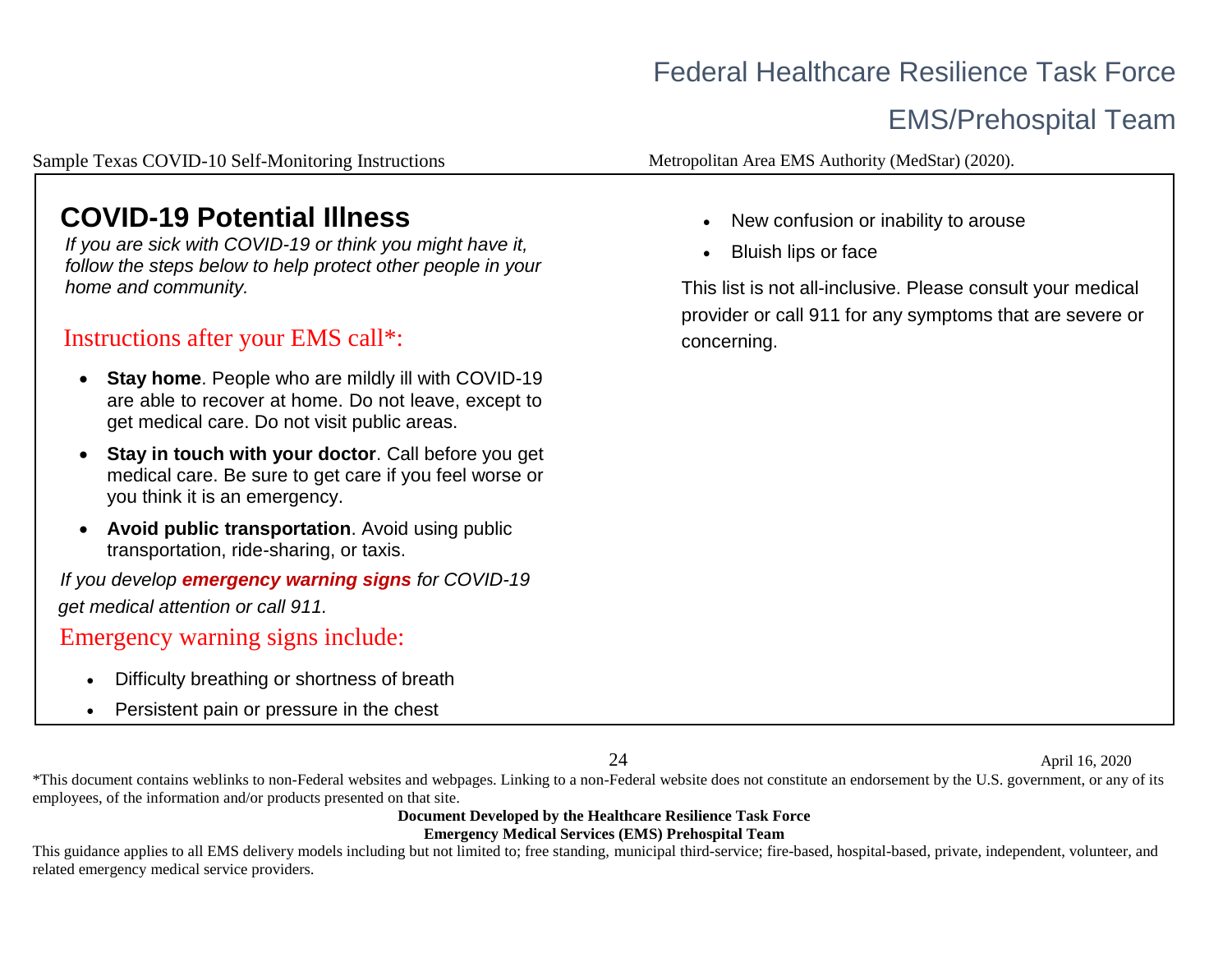Sample Texas COVID-10 Self-Monitoring Instructions — Metropolitan Area EMS Authority (MedStar) (2020).

## COVID-19 Potential Illness

*If you are sick with COVID-19 or think you might have it, follow the steps below to help protect other people in your home and community.*

### Instructions after your EMS call*:

- **Stay home**. People who are mildly ill with COVID-19 are able to recover at home. Do not leave, except to get medical care. Do not visit public areas.
- **Stay in touch with your doctor**. Call before you get medical care. Be sure to get care if you feel worse or you think it is an emergency.
- **Avoid public transportation**. Avoid using public transportation, ride-sharing, or taxis.

*If you develop* ***emergency warning signs*** *for COVID-19 get medical attention or call 911.*

### Emergency warning signs include:

- Difficulty breathing or shortness of breath
- Persistent pain or pressure in the chest
- New confusion or inability to arouse
- Bluish lips or face

This list is not all-inclusive. Please consult your medical provider or call 911 for any symptoms that are severe or concerning.

*This document contains weblinks to non-Federal websites and webpages. Linking to a non-Federal website does not constitute an endorsement by the U.S. government, or any of its employees, of the information and/or products presented on that site.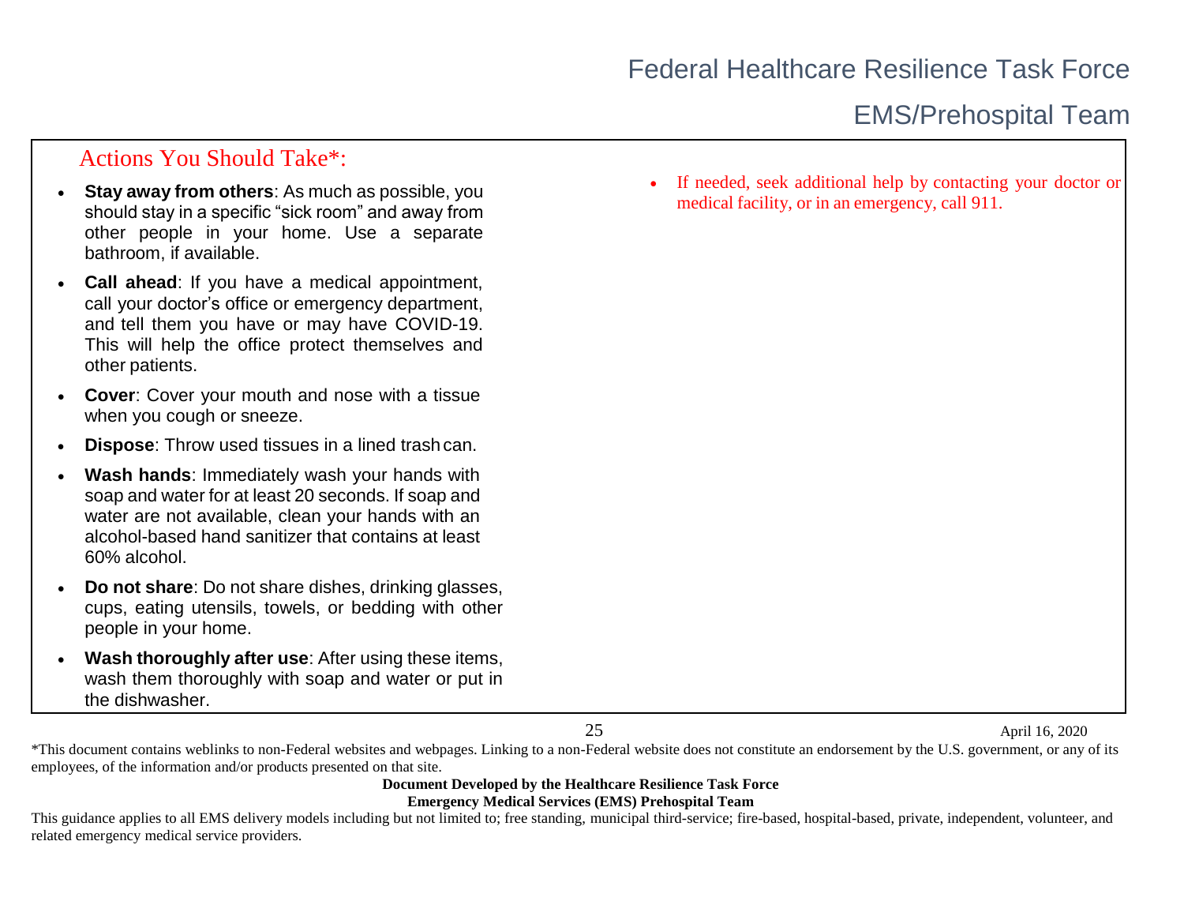## Actions You Should Take*:

- **Stay away from others**: As much as possible, you should stay in a specific "sick room" and away from other people in your home. Use a separate bathroom, if available.
- **Call ahead**: If you have a medical appointment, call your doctor's office or emergency department, and tell them you have or may have COVID-19. This will help the office protect themselves and other patients.
- **Cover**: Cover your mouth and nose with a tissue when you cough or sneeze.
- **Dispose**: Throw used tissues in a lined trash can.
- **Wash hands**: Immediately wash your hands with soap and water for at least 20 seconds. If soap and water are not available, clean your hands with an alcohol-based hand sanitizer that contains at least 60% alcohol.
- **Do not share**: Do not share dishes, drinking glasses, cups, eating utensils, towels, or bedding with other people in your home.
- **Wash thoroughly after use**: After using these items, wash them thoroughly with soap and water or put in the dishwasher.
- If needed, seek additional help by contacting your doctor or medical facility, or in an emergency, call 911.

*This document contains weblinks to non-Federal websites and webpages. Linking to a non-Federal website does not constitute an endorsement by the U.S. government, or any of its employees, of the information and/or products presented on that site.

**Document Developed by the Healthcare Resilience Task Force**
**Emergency Medical Services (EMS) Prehospital Team**

This guidance applies to all EMS delivery models including but not limited to; free standing, municipal third-service; fire-based, hospital-based, private, independent, volunteer, and related emergency medical service providers.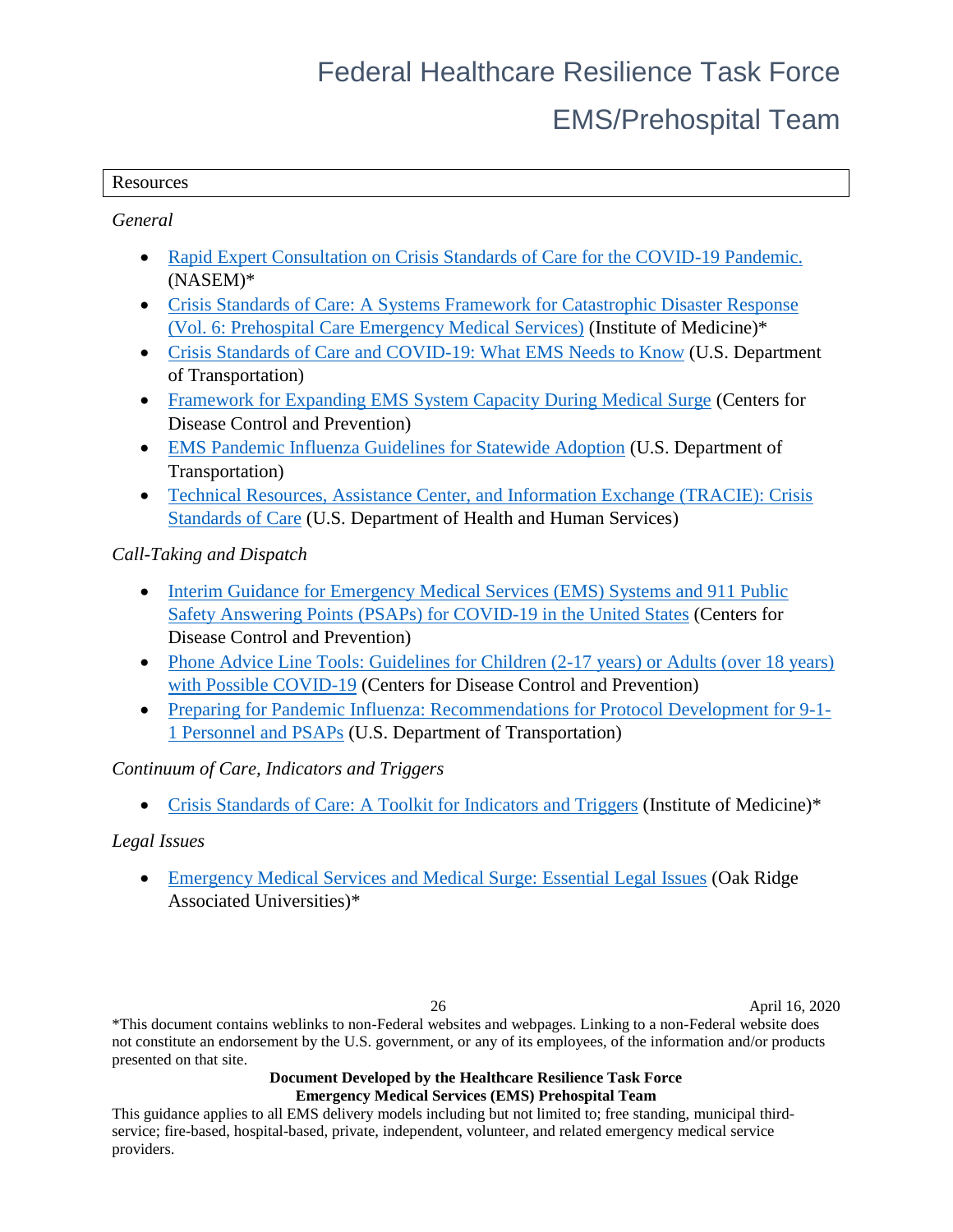## Resources

*General*

- Rapid Expert Consultation on Crisis Standards of Care for the COVID-19 Pandemic. (NASEM)*
- Crisis Standards of Care: A Systems Framework for Catastrophic Disaster Response (Vol. 6: Prehospital Care Emergency Medical Services) (Institute of Medicine)*
- Crisis Standards of Care and COVID-19: What EMS Needs to Know (U.S. Department of Transportation)
- Framework for Expanding EMS System Capacity During Medical Surge (Centers for Disease Control and Prevention)
- EMS Pandemic Influenza Guidelines for Statewide Adoption (U.S. Department of Transportation)
- Technical Resources, Assistance Center, and Information Exchange (TRACIE): Crisis Standards of Care (U.S. Department of Health and Human Services)

*Call-Taking and Dispatch*

- Interim Guidance for Emergency Medical Services (EMS) Systems and 911 Public Safety Answering Points (PSAPs) for COVID-19 in the United States (Centers for Disease Control and Prevention)
- Phone Advice Line Tools: Guidelines for Children (2-17 years) or Adults (over 18 years) with Possible COVID-19 (Centers for Disease Control and Prevention)
- Preparing for Pandemic Influenza: Recommendations for Protocol Development for 9-1-1 Personnel and PSAPs (U.S. Department of Transportation)

*Continuum of Care, Indicators and Triggers*

- Crisis Standards of Care: A Toolkit for Indicators and Triggers (Institute of Medicine)*

*Legal Issues*

- Emergency Medical Services and Medical Surge: Essential Legal Issues (Oak Ridge Associated Universities)*

*This document contains weblinks to non-Federal websites and webpages. Linking to a non-Federal website does not constitute an endorsement by the U.S. government, or any of its employees, of the information and/or products presented on that site.

**Document Developed by the Healthcare Resilience Task Force**
**Emergency Medical Services (EMS) Prehospital Team**

This guidance applies to all EMS delivery models including but not limited to; free standing, municipal third-service; fire-based, hospital-based, private, independent, volunteer, and related emergency medical service providers.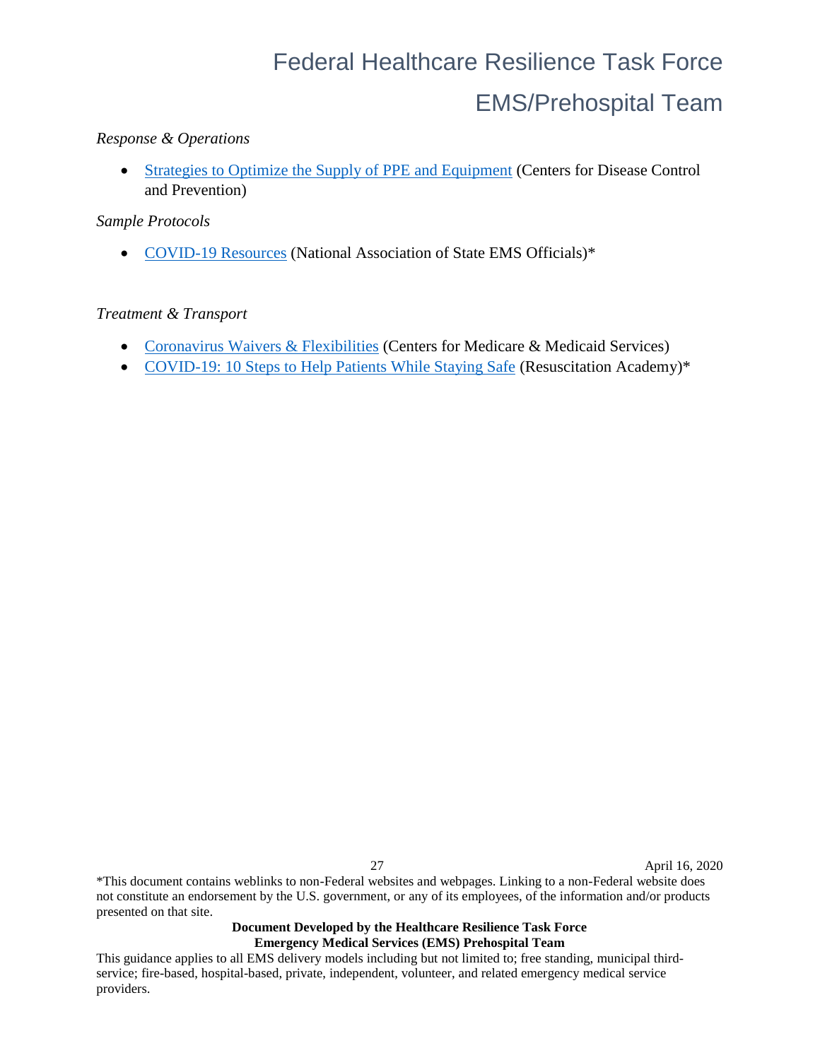*Response & Operations*

- Strategies to Optimize the Supply of PPE and Equipment (Centers for Disease Control and Prevention)

*Sample Protocols*

- COVID-19 Resources (National Association of State EMS Officials)*

*Treatment & Transport*

- Coronavirus Waivers & Flexibilities (Centers for Medicare & Medicaid Services)
- COVID-19: 10 Steps to Help Patients While Staying Safe (Resuscitation Academy)*